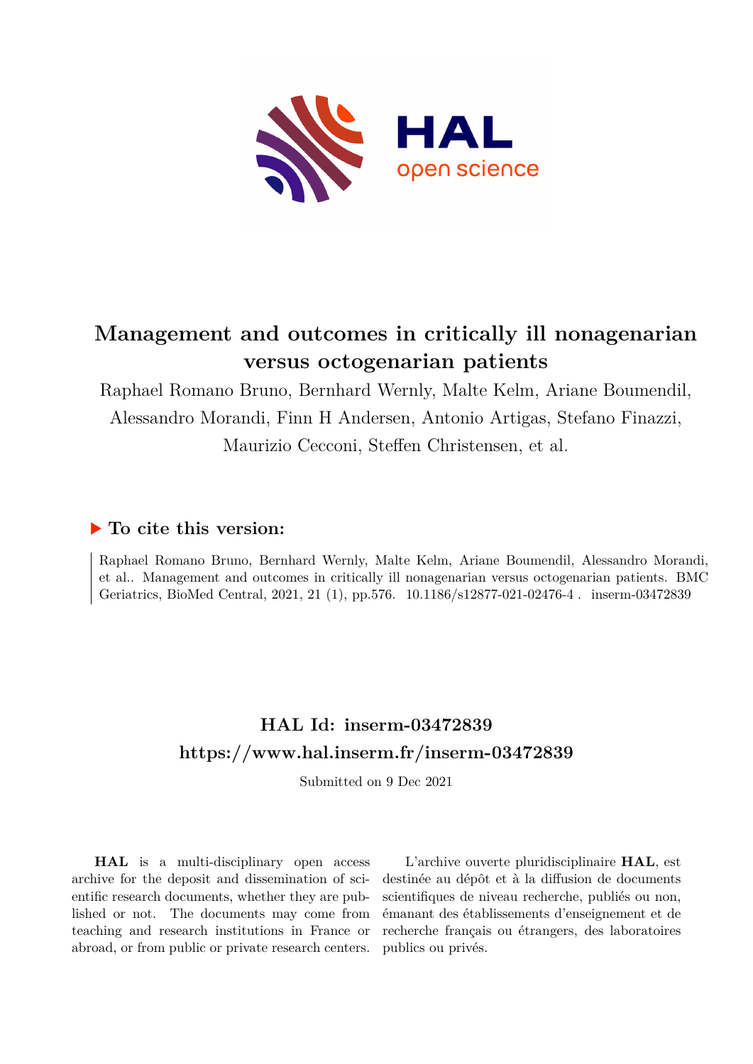# Management and outcomes in critically ill nonagenarian versus octogenarian patients

Raphael Romano Bruno, Bernhard Wernly, Malte Kelm, Ariane Boumendil, Alessandro Morandi, Finn H Andersen, Antonio Artigas, Stefano Finazzi, Maurizio Cecconi, Steffen Christensen, et al.

## ▶ To cite this version:

Raphael Romano Bruno, Bernhard Wernly, Malte Kelm, Ariane Boumendil, Alessandro Morandi, et al.. Management and outcomes in critically ill nonagenarian versus octogenarian patients. BMC Geriatrics, BioMed Central, 2021, 21 (1), pp.576. 10.1186/s12877-021-02476-4 . inserm-03472839

## HAL Id: inserm-03472839

## https://www.hal.inserm.fr/inserm-03472839

Submitted on 9 Dec 2021

**HAL** is a multi-disciplinary open access archive for the deposit and dissemination of scientific research documents, whether they are published or not. The documents may come from teaching and research institutions in France or abroad, or from public or private research centers.

L'archive ouverte pluridisciplinaire **HAL**, est destinée au dépôt et à la diffusion de documents scientifiques de niveau recherche, publiés ou non, émanant des établissements d'enseignement et de recherche français ou étrangers, des laboratoires publics ou privés.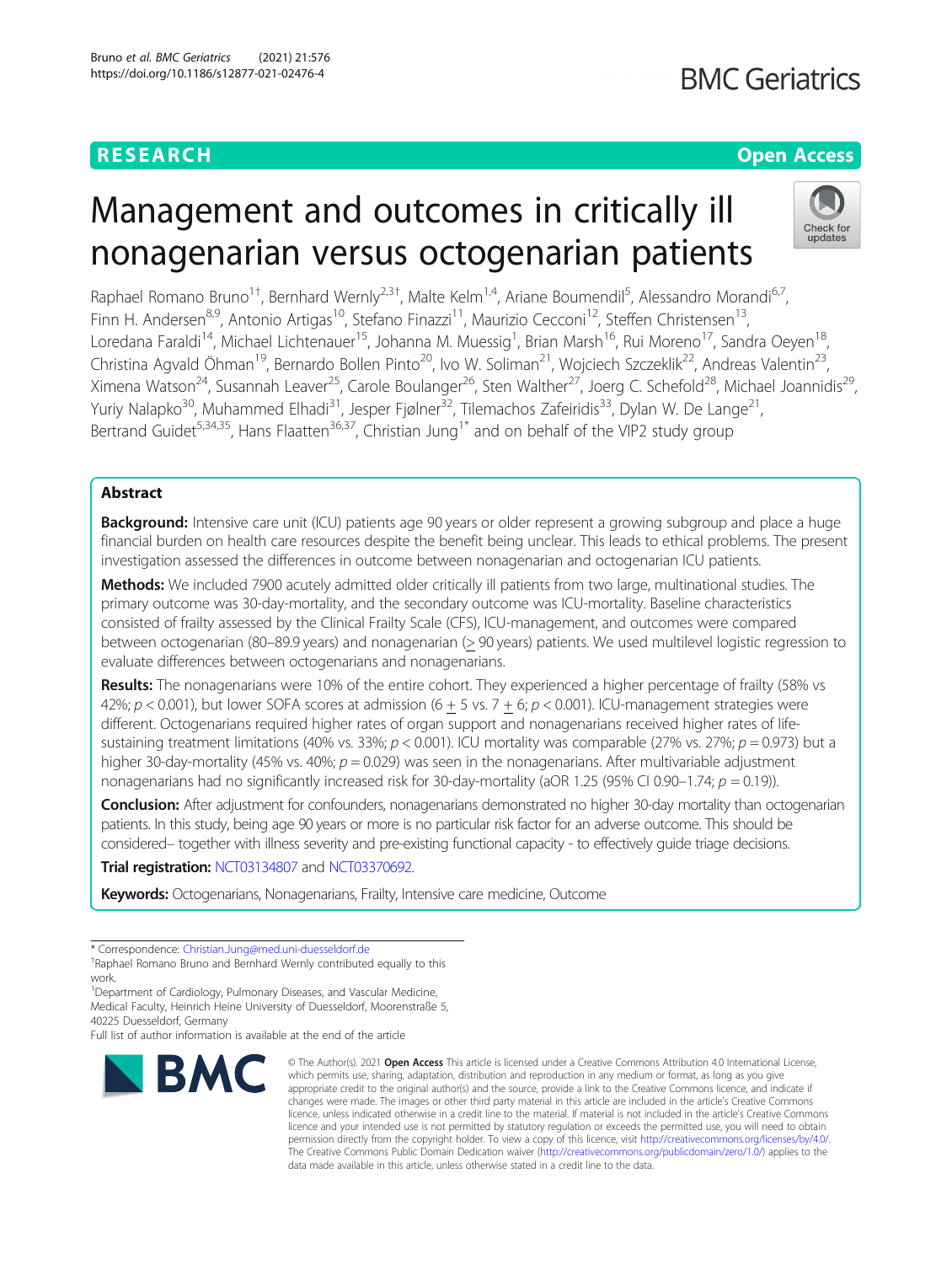# Management and outcomes in critically ill nonagenarian versus octogenarian patients

Raphael Romano Bruno[1†], Bernhard Wernly[2,3†], Malte Kelm[1,4], Ariane Boumendil[5], Alessandro Morandi[6,7], Finn H. Andersen[8,9], Antonio Artigas[10], Stefano Finazzi[11], Maurizio Cecconi[12], Steffen Christensen[13], Loredana Faraldi[14], Michael Lichtenauer[15], Johanna M. Muessig[1], Brian Marsh[16], Rui Moreno[17], Sandra Oeyen[18], Christina Agvald Öhman[19], Bernardo Bollen Pinto[20], Ivo W. Soliman[21], Wojciech Szczeklik[22], Andreas Valentin[23], Ximena Watson[24], Susannah Leaver[25], Carole Boulanger[26], Sten Walther[27], Joerg C. Schefold[28], Michael Joannidis[29], Yuriy Nalapko[30], Muhammed Elhadi[31], Jesper Fjølner[32], Tilemachos Zafeiridis[33], Dylan W. De Lange[21], Bertrand Guidet[5,34,35], Hans Flaatten[36,37], Christian Jung[1*] and on behalf of the VIP2 study group

## Abstract

**Background:** Intensive care unit (ICU) patients age 90 years or older represent a growing subgroup and place a huge financial burden on health care resources despite the benefit being unclear. This leads to ethical problems. The present investigation assessed the differences in outcome between nonagenarian and octogenarian ICU patients.

**Methods:** We included 7900 acutely admitted older critically ill patients from two large, multinational studies. The primary outcome was 30-day-mortality, and the secondary outcome was ICU-mortality. Baseline characteristics consisted of frailty assessed by the Clinical Frailty Scale (CFS), ICU-management, and outcomes were compared between octogenarian (80–89.9 years) and nonagenarian (≥ 90 years) patients. We used multilevel logistic regression to evaluate differences between octogenarians and nonagenarians.

**Results:** The nonagenarians were 10% of the entire cohort. They experienced a higher percentage of frailty (58% vs 42%; $p < 0.001$), but lower SOFA scores at admission ($6 \pm 5$ vs. $7 \pm 6$; $p < 0.001$). ICU-management strategies were different. Octogenarians required higher rates of organ support and nonagenarians received higher rates of life-sustaining treatment limitations (40% vs. 33%; $p < 0.001$). ICU mortality was comparable (27% vs. 27%; $p = 0.973$) but a higher 30-day-mortality (45% vs. 40%; $p = 0.029$) was seen in the nonagenarians. After multivariable adjustment nonagenarians had no significantly increased risk for 30-day-mortality (aOR 1.25 (95% CI 0.90–1.74; $p = 0.19$)).

**Conclusion:** After adjustment for confounders, nonagenarians demonstrated no higher 30-day mortality than octogenarian patients. In this study, being age 90 years or more is no particular risk factor for an adverse outcome. This should be considered– together with illness severity and pre-existing functional capacity - to effectively guide triage decisions.

**Trial registration:** NCT03134807 and NCT03370692.

**Keywords:** Octogenarians, Nonagenarians, Frailty, Intensive care medicine, Outcome

\* Correspondence: Christian.Jung@med.uni-duesseldorf.de
†Raphael Romano Bruno and Bernhard Wernly contributed equally to this work.
[1]Department of Cardiology, Pulmonary Diseases, and Vascular Medicine, Medical Faculty, Heinrich Heine University of Duesseldorf, Moorenstraße 5, 40225 Duesseldorf, Germany
Full list of author information is available at the end of the article

© The Author(s). 2021 **Open Access** This article is licensed under a Creative Commons Attribution 4.0 International License, which permits use, sharing, adaptation, distribution and reproduction in any medium or format, as long as you give appropriate credit to the original author(s) and the source, provide a link to the Creative Commons licence, and indicate if changes were made. The images or other third party material in this article are included in the article's Creative Commons licence, unless indicated otherwise in a credit line to the material. If material is not included in the article's Creative Commons licence and your intended use is not permitted by statutory regulation or exceeds the permitted use, you will need to obtain permission directly from the copyright holder. To view a copy of this licence, visit http://creativecommons.org/licenses/by/4.0/. The Creative Commons Public Domain Dedication waiver (http://creativecommons.org/publicdomain/zero/1.0/) applies to the data made available in this article, unless otherwise stated in a credit line to the data.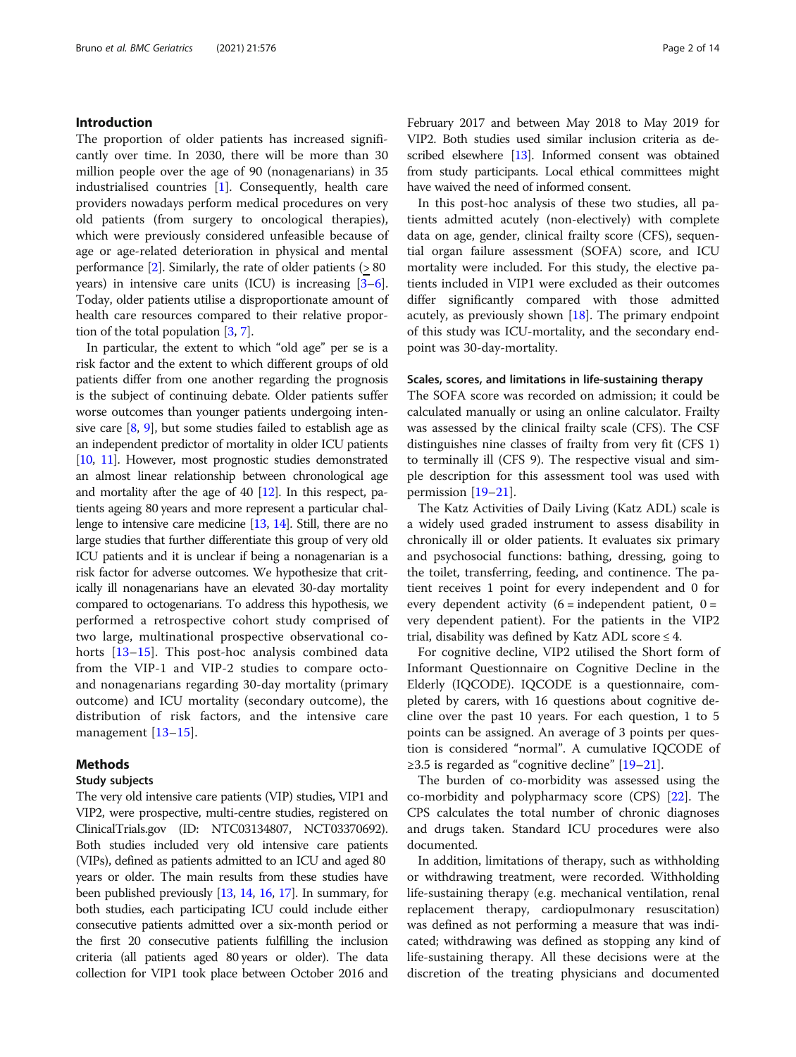## Introduction

The proportion of older patients has increased significantly over time. In 2030, there will be more than 30 million people over the age of 90 (nonagenarians) in 35 industrialised countries [1]. Consequently, health care providers nowadays perform medical procedures on very old patients (from surgery to oncological therapies), which were previously considered unfeasible because of age or age-related deterioration in physical and mental performance [2]. Similarly, the rate of older patients (≥ 80 years) in intensive care units (ICU) is increasing [3–6]. Today, older patients utilise a disproportionate amount of health care resources compared to their relative proportion of the total population [3, 7].

In particular, the extent to which "old age" per se is a risk factor and the extent to which different groups of old patients differ from one another regarding the prognosis is the subject of continuing debate. Older patients suffer worse outcomes than younger patients undergoing intensive care [8, 9], but some studies failed to establish age as an independent predictor of mortality in older ICU patients [10, 11]. However, most prognostic studies demonstrated an almost linear relationship between chronological age and mortality after the age of 40 [12]. In this respect, patients ageing 80 years and more represent a particular challenge to intensive care medicine [13, 14]. Still, there are no large studies that further differentiate this group of very old ICU patients and it is unclear if being a nonagenarian is a risk factor for adverse outcomes. We hypothesize that critically ill nonagenarians have an elevated 30-day mortality compared to octogenarians. To address this hypothesis, we performed a retrospective cohort study comprised of two large, multinational prospective observational cohorts [13–15]. This post-hoc analysis combined data from the VIP-1 and VIP-2 studies to compare octo- and nonagenarians regarding 30-day mortality (primary outcome) and ICU mortality (secondary outcome), the distribution of risk factors, and the intensive care management [13–15].

## Methods

### Study subjects

The very old intensive care patients (VIP) studies, VIP1 and VIP2, were prospective, multi-centre studies, registered on ClinicalTrials.gov (ID: NTC03134807, NCT03370692). Both studies included very old intensive care patients (VIPs), defined as patients admitted to an ICU and aged 80 years or older. The main results from these studies have been published previously [13, 14, 16, 17]. In summary, for both studies, each participating ICU could include either consecutive patients admitted over a six-month period or the first 20 consecutive patients fulfilling the inclusion criteria (all patients aged 80 years or older). The data collection for VIP1 took place between October 2016 and February 2017 and between May 2018 to May 2019 for VIP2. Both studies used similar inclusion criteria as described elsewhere [13]. Informed consent was obtained from study participants. Local ethical committees might have waived the need of informed consent.

In this post-hoc analysis of these two studies, all patients admitted acutely (non-electively) with complete data on age, gender, clinical frailty score (CFS), sequential organ failure assessment (SOFA) score, and ICU mortality were included. For this study, the elective patients included in VIP1 were excluded as their outcomes differ significantly compared with those admitted acutely, as previously shown [18]. The primary endpoint of this study was ICU-mortality, and the secondary endpoint was 30-day-mortality.

### Scales, scores, and limitations in life-sustaining therapy

The SOFA score was recorded on admission; it could be calculated manually or using an online calculator. Frailty was assessed by the clinical frailty scale (CFS). The CSF distinguishes nine classes of frailty from very fit (CFS 1) to terminally ill (CFS 9). The respective visual and simple description for this assessment tool was used with permission [19–21].

The Katz Activities of Daily Living (Katz ADL) scale is a widely used graded instrument to assess disability in chronically ill or older patients. It evaluates six primary and psychosocial functions: bathing, dressing, going to the toilet, transferring, feeding, and continence. The patient receives 1 point for every independent and 0 for every dependent activity (6 = independent patient, 0 = very dependent patient). For the patients in the VIP2 trial, disability was defined by Katz ADL score ≤ 4.

For cognitive decline, VIP2 utilised the Short form of Informant Questionnaire on Cognitive Decline in the Elderly (IQCODE). IQCODE is a questionnaire, completed by carers, with 16 questions about cognitive decline over the past 10 years. For each question, 1 to 5 points can be assigned. An average of 3 points per question is considered "normal". A cumulative IQCODE of ≥3.5 is regarded as "cognitive decline" [19–21].

The burden of co-morbidity was assessed using the co-morbidity and polypharmacy score (CPS) [22]. The CPS calculates the total number of chronic diagnoses and drugs taken. Standard ICU procedures were also documented.

In addition, limitations of therapy, such as withholding or withdrawing treatment, were recorded. Withholding life-sustaining therapy (e.g. mechanical ventilation, renal replacement therapy, cardiopulmonary resuscitation) was defined as not performing a measure that was indicated; withdrawing was defined as stopping any kind of life-sustaining therapy. All these decisions were at the discretion of the treating physicians and documented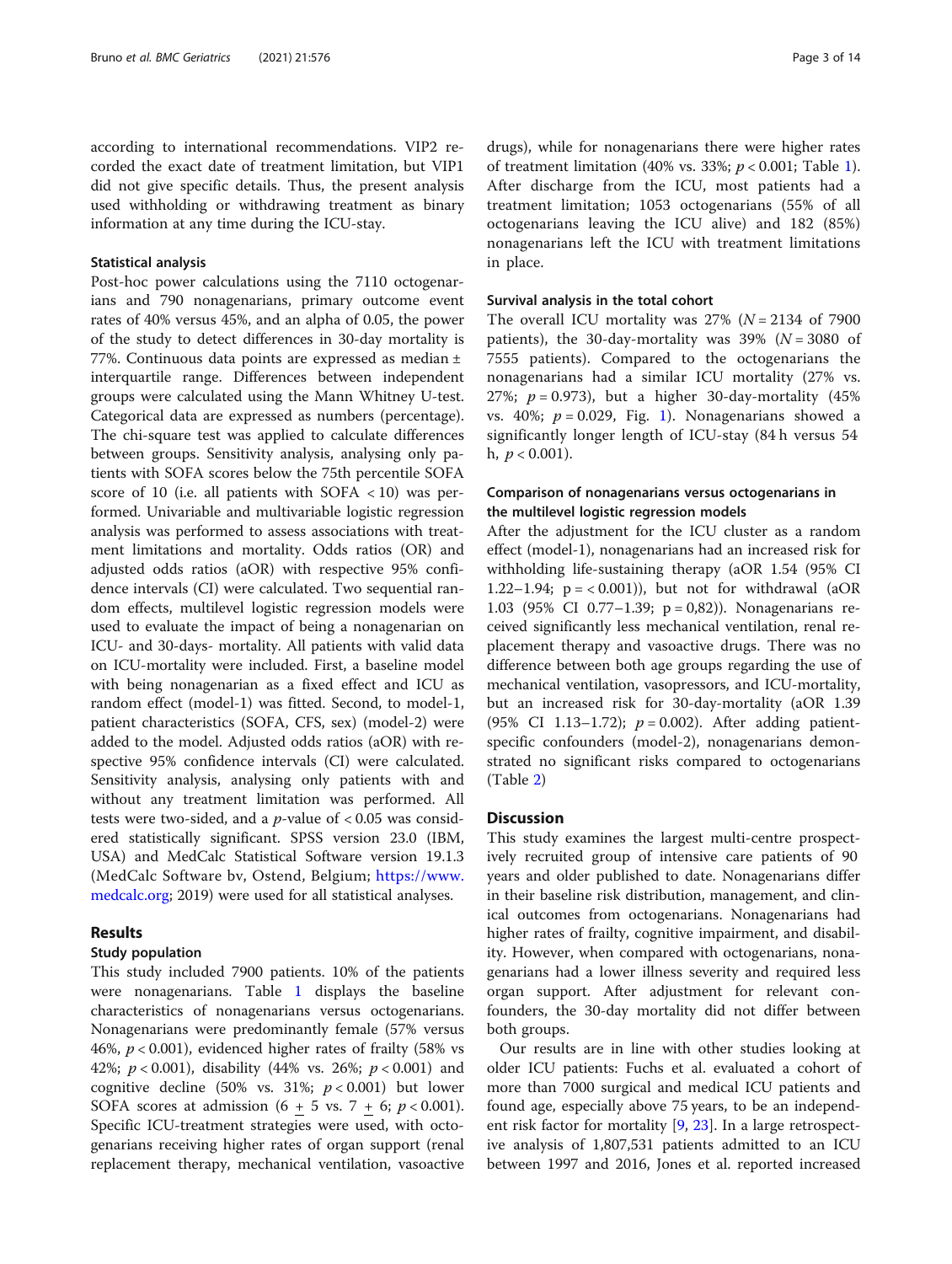according to international recommendations. VIP2 recorded the exact date of treatment limitation, but VIP1 did not give specific details. Thus, the present analysis used withholding or withdrawing treatment as binary information at any time during the ICU-stay.

### Statistical analysis

Post-hoc power calculations using the 7110 octogenarians and 790 nonagenarians, primary outcome event rates of 40% versus 45%, and an alpha of 0.05, the power of the study to detect differences in 30-day mortality is 77%. Continuous data points are expressed as median ± interquartile range. Differences between independent groups were calculated using the Mann Whitney U-test. Categorical data are expressed as numbers (percentage). The chi-square test was applied to calculate differences between groups. Sensitivity analysis, analysing only patients with SOFA scores below the 75th percentile SOFA score of 10 (i.e. all patients with SOFA < 10) was performed. Univariable and multivariable logistic regression analysis was performed to assess associations with treatment limitations and mortality. Odds ratios (OR) and adjusted odds ratios (aOR) with respective 95% confidence intervals (CI) were calculated. Two sequential random effects, multilevel logistic regression models were used to evaluate the impact of being a nonagenarian on ICU- and 30-days- mortality. All patients with valid data on ICU-mortality were included. First, a baseline model with being nonagenarian as a fixed effect and ICU as random effect (model-1) was fitted. Second, to model-1, patient characteristics (SOFA, CFS, sex) (model-2) were added to the model. Adjusted odds ratios (aOR) with respective 95% confidence intervals (CI) were calculated. Sensitivity analysis, analysing only patients with and without any treatment limitation was performed. All tests were two-sided, and a *p*-value of < 0.05 was considered statistically significant. SPSS version 23.0 (IBM, USA) and MedCalc Statistical Software version 19.1.3 (MedCalc Software bv, Ostend, Belgium; https://www.medcalc.org; 2019) were used for all statistical analyses.

## Results

### Study population

This study included 7900 patients. 10% of the patients were nonagenarians. Table 1 displays the baseline characteristics of nonagenarians versus octogenarians. Nonagenarians were predominantly female (57% versus 46%, $p < 0.001$), evidenced higher rates of frailty (58% vs 42%; $p < 0.001$), disability (44% vs. 26%; $p < 0.001$) and cognitive decline (50% vs. 31%; $p < 0.001$) but lower SOFA scores at admission (6 ± 5 vs. 7 ± 6; $p < 0.001$). Specific ICU-treatment strategies were used, with octogenarians receiving higher rates of organ support (renal replacement therapy, mechanical ventilation, vasoactive drugs), while for nonagenarians there were higher rates of treatment limitation (40% vs. 33%; $p < 0.001$; Table 1). After discharge from the ICU, most patients had a treatment limitation; 1053 octogenarians (55% of all octogenarians leaving the ICU alive) and 182 (85%) nonagenarians left the ICU with treatment limitations in place.

### Survival analysis in the total cohort

The overall ICU mortality was 27% ($N = 2134$ of 7900 patients), the 30-day-mortality was 39% ($N = 3080$ of 7555 patients). Compared to the octogenarians the nonagenarians had a similar ICU mortality (27% vs. 27%; $p = 0.973$), but a higher 30-day-mortality (45% vs. 40%; $p = 0.029$, Fig. 1). Nonagenarians showed a significantly longer length of ICU-stay (84 h versus 54 h, $p < 0.001$).

### Comparison of nonagenarians versus octogenarians in the multilevel logistic regression models

After the adjustment for the ICU cluster as a random effect (model-1), nonagenarians had an increased risk for withholding life-sustaining therapy (aOR 1.54 (95% CI 1.22–1.94; p = < 0.001)), but not for withdrawal (aOR 1.03 (95% CI 0.77–1.39; p = 0,82)). Nonagenarians received significantly less mechanical ventilation, renal replacement therapy and vasoactive drugs. There was no difference between both age groups regarding the use of mechanical ventilation, vasopressors, and ICU-mortality, but an increased risk for 30-day-mortality (aOR 1.39 (95% CI 1.13–1.72); $p = 0.002$). After adding patient-specific confounders (model-2), nonagenarians demonstrated no significant risks compared to octogenarians (Table 2)

## Discussion

This study examines the largest multi-centre prospectively recruited group of intensive care patients of 90 years and older published to date. Nonagenarians differ in their baseline risk distribution, management, and clinical outcomes from octogenarians. Nonagenarians had higher rates of frailty, cognitive impairment, and disability. However, when compared with octogenarians, nonagenarians had a lower illness severity and required less organ support. After adjustment for relevant confounders, the 30-day mortality did not differ between both groups.

Our results are in line with other studies looking at older ICU patients: Fuchs et al. evaluated a cohort of more than 7000 surgical and medical ICU patients and found age, especially above 75 years, to be an independent risk factor for mortality [9, 23]. In a large retrospective analysis of 1,807,531 patients admitted to an ICU between 1997 and 2016, Jones et al. reported increased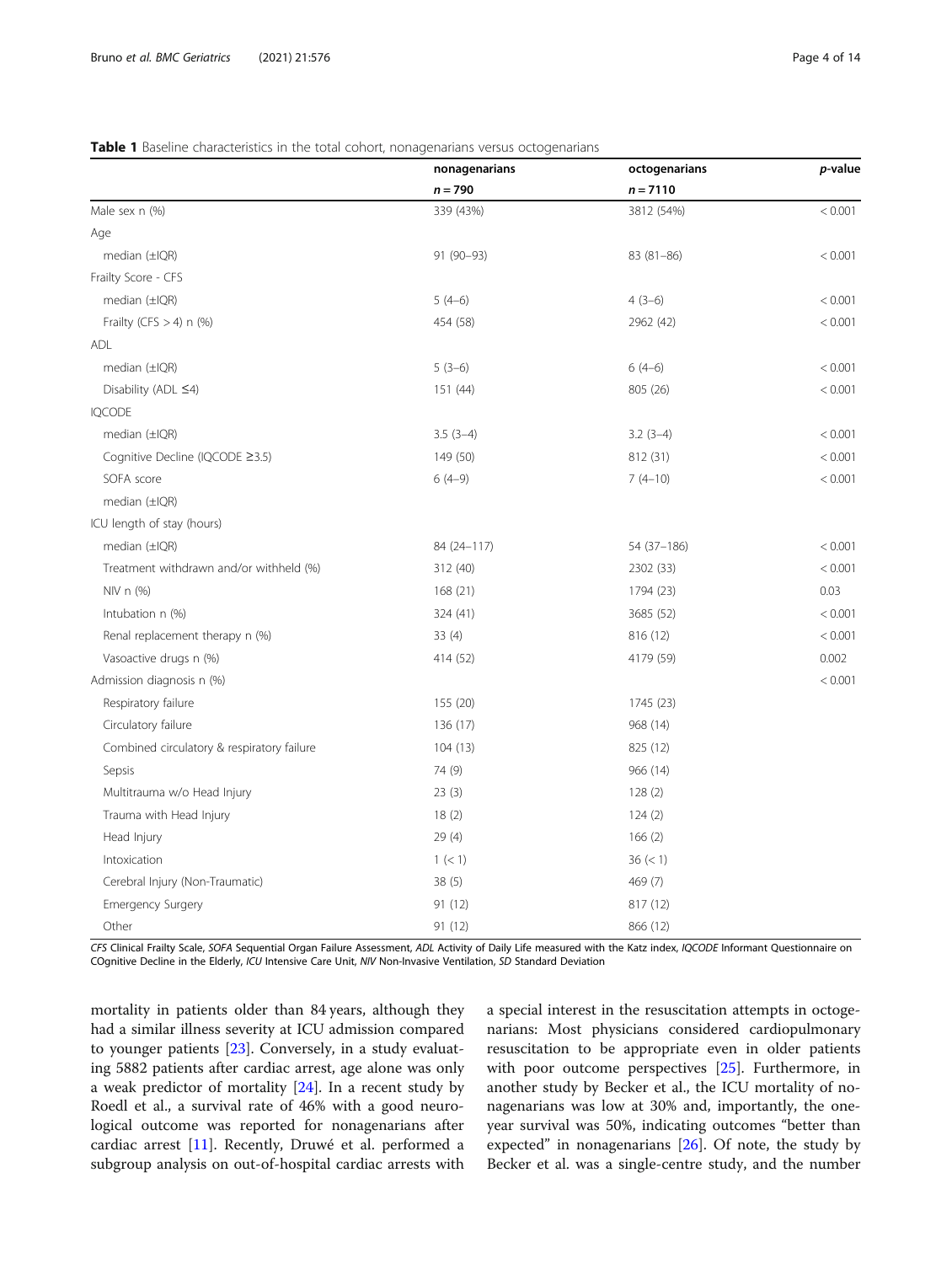**Table 1** Baseline characteristics in the total cohort, nonagenarians versus octogenarians

| | nonagenarians | octogenarians | *p*-value |
|---|---|---|---|
| | *n* = 790 | *n* = 7110 | |
| Male sex n (%) | 339 (43%) | 3812 (54%) | < 0.001 |
| Age | | | |
| median (±IQR) | 91 (90–93) | 83 (81–86) | < 0.001 |
| Frailty Score - CFS | | | |
| median (±IQR) | 5 (4–6) | 4 (3–6) | < 0.001 |
| Frailty (CFS > 4) n (%) | 454 (58) | 2962 (42) | < 0.001 |
| ADL | | | |
| median (±IQR) | 5 (3–6) | 6 (4–6) | < 0.001 |
| Disability (ADL ≤4) | 151 (44) | 805 (26) | < 0.001 |
| IQCODE | | | |
| median (±IQR) | 3.5 (3–4) | 3.2 (3–4) | < 0.001 |
| Cognitive Decline (IQCODE ≥3.5) | 149 (50) | 812 (31) | < 0.001 |
| SOFA score | 6 (4–9) | 7 (4–10) | < 0.001 |
| median (±IQR) | | | |
| ICU length of stay (hours) | | | |
| median (±IQR) | 84 (24–117) | 54 (37–186) | < 0.001 |
| Treatment withdrawn and/or withheld (%) | 312 (40) | 2302 (33) | < 0.001 |
| NIV n (%) | 168 (21) | 1794 (23) | 0.03 |
| Intubation n (%) | 324 (41) | 3685 (52) | < 0.001 |
| Renal replacement therapy n (%) | 33 (4) | 816 (12) | < 0.001 |
| Vasoactive drugs n (%) | 414 (52) | 4179 (59) | 0.002 |
| Admission diagnosis n (%) | | | < 0.001 |
| Respiratory failure | 155 (20) | 1745 (23) | |
| Circulatory failure | 136 (17) | 968 (14) | |
| Combined circulatory & respiratory failure | 104 (13) | 825 (12) | |
| Sepsis | 74 (9) | 966 (14) | |
| Multitrauma w/o Head Injury | 23 (3) | 128 (2) | |
| Trauma with Head Injury | 18 (2) | 124 (2) | |
| Head Injury | 29 (4) | 166 (2) | |
| Intoxication | 1 (< 1) | 36 (< 1) | |
| Cerebral Injury (Non-Traumatic) | 38 (5) | 469 (7) | |
| Emergency Surgery | 91 (12) | 817 (12) | |
| Other | 91 (12) | 866 (12) | |

*CFS* Clinical Frailty Scale, *SOFA* Sequential Organ Failure Assessment, *ADL* Activity of Daily Life measured with the Katz index, *IQCODE* Informant Questionnaire on COgnitive Decline in the Elderly, *ICU* Intensive Care Unit, *NIV* Non-Invasive Ventilation, *SD* Standard Deviation

mortality in patients older than 84 years, although they had a similar illness severity at ICU admission compared to younger patients [23]. Conversely, in a study evaluating 5882 patients after cardiac arrest, age alone was only a weak predictor of mortality [24]. In a recent study by Roedl et al., a survival rate of 46% with a good neurological outcome was reported for nonagenarians after cardiac arrest [11]. Recently, Druwé et al. performed a subgroup analysis on out-of-hospital cardiac arrests with a special interest in the resuscitation attempts in octogenarians: Most physicians considered cardiopulmonary resuscitation to be appropriate even in older patients with poor outcome perspectives [25]. Furthermore, in another study by Becker et al., the ICU mortality of nonagenarians was low at 30% and, importantly, the one-year survival was 50%, indicating outcomes "better than expected" in nonagenarians [26]. Of note, the study by Becker et al. was a single-centre study, and the number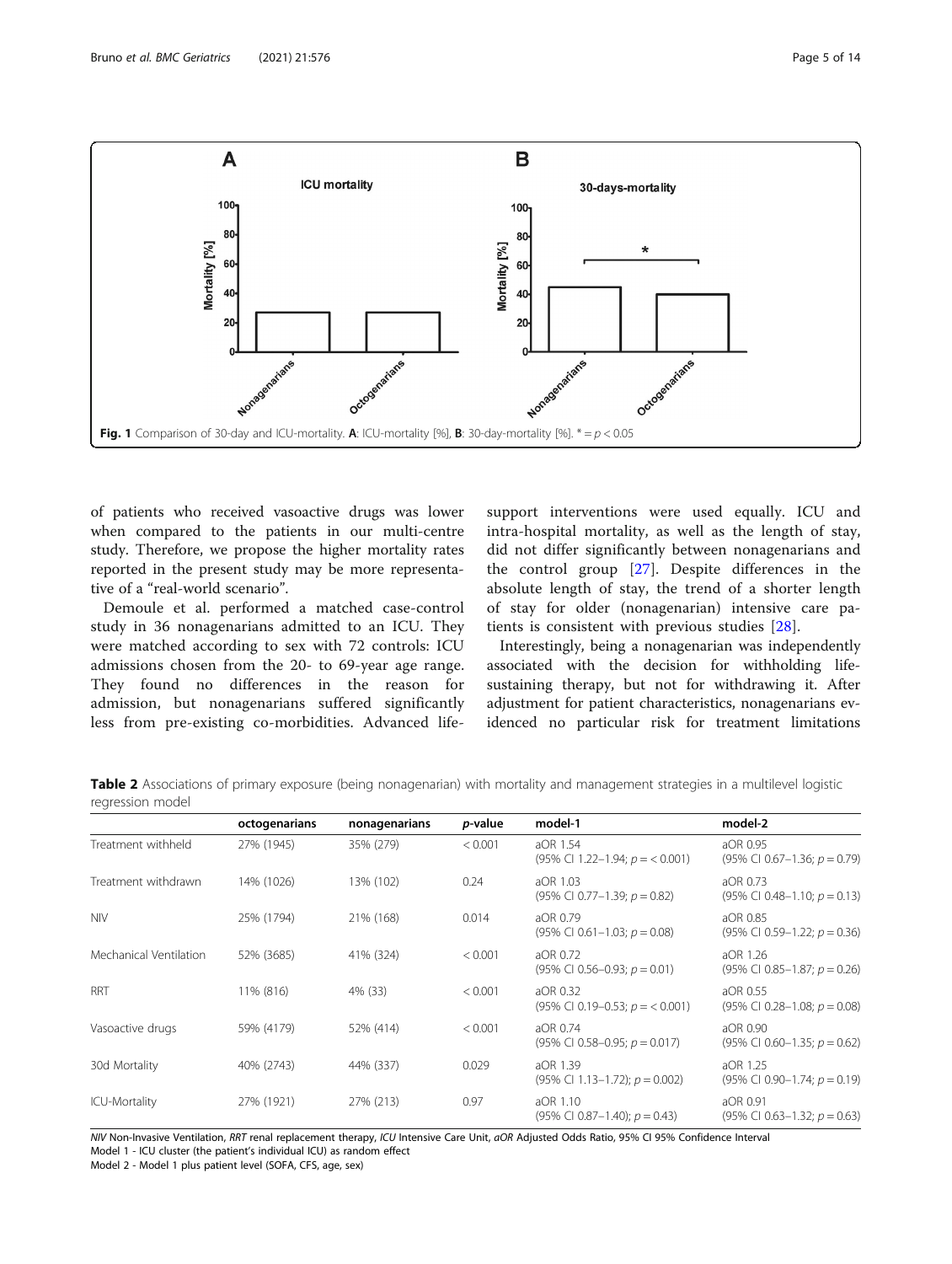Fig. 1 Comparison of 30-day and ICU-mortality. **A**: ICU-mortality [%], **B**: 30-day-mortality [%]. * = $p < 0.05$

of patients who received vasoactive drugs was lower when compared to the patients in our multi-centre study. Therefore, we propose the higher mortality rates reported in the present study may be more representative of a "real-world scenario".

Demoule et al. performed a matched case-control study in 36 nonagenarians admitted to an ICU. They were matched according to sex with 72 controls: ICU admissions chosen from the 20- to 69-year age range. They found no differences in the reason for admission, but nonagenarians suffered significantly less from pre-existing co-morbidities. Advanced life-support interventions were used equally. ICU and intra-hospital mortality, as well as the length of stay, did not differ significantly between nonagenarians and the control group [27]. Despite differences in the absolute length of stay, the trend of a shorter length of stay for older (nonagenarian) intensive care patients is consistent with previous studies [28].

Interestingly, being a nonagenarian was independently associated with the decision for withholding life-sustaining therapy, but not for withdrawing it. After adjustment for patient characteristics, nonagenarians evidenced no particular risk for treatment limitations

**Table 2** Associations of primary exposure (being nonagenarian) with mortality and management strategies in a multilevel logistic regression model

| | octogenarians | nonagenarians | *p*-value | model-1 | model-2 |
|---|---|---|---|---|---|
| Treatment withheld | 27% (1945) | 35% (279) | < 0.001 | aOR 1.54 (95% CI 1.22–1.94; $p = < 0.001$) | aOR 0.95 (95% CI 0.67–1.36; $p = 0.79$) |
| Treatment withdrawn | 14% (1026) | 13% (102) | 0.24 | aOR 1.03 (95% CI 0.77–1.39; $p = 0.82$) | aOR 0.73 (95% CI 0.48–1.10; $p = 0.13$) |
| NIV | 25% (1794) | 21% (168) | 0.014 | aOR 0.79 (95% CI 0.61–1.03; $p = 0.08$) | aOR 0.85 (95% CI 0.59–1.22; $p = 0.36$) |
| Mechanical Ventilation | 52% (3685) | 41% (324) | < 0.001 | aOR 0.72 (95% CI 0.56–0.93; $p = 0.01$) | aOR 1.26 (95% CI 0.85–1.87; $p = 0.26$) |
| RRT | 11% (816) | 4% (33) | < 0.001 | aOR 0.32 (95% CI 0.19–0.53; $p = < 0.001$) | aOR 0.55 (95% CI 0.28–1.08; $p = 0.08$) |
| Vasoactive drugs | 59% (4179) | 52% (414) | < 0.001 | aOR 0.74 (95% CI 0.58–0.95; $p = 0.017$) | aOR 0.90 (95% CI 0.60–1.35; $p = 0.62$) |
| 30d Mortality | 40% (2743) | 44% (337) | 0.029 | aOR 1.39 (95% CI 1.13–1.72); $p = 0.002$) | aOR 1.25 (95% CI 0.90–1.74; $p = 0.19$) |
| ICU-Mortality | 27% (1921) | 27% (213) | 0.97 | aOR 1.10 (95% CI 0.87–1.40); $p = 0.43$) | aOR 0.91 (95% CI 0.63–1.32; $p = 0.63$) |

*NIV* Non-Invasive Ventilation, *RRT* renal replacement therapy, *ICU* Intensive Care Unit, *aOR* Adjusted Odds Ratio, 95% CI 95% Confidence Interval
Model 1 - ICU cluster (the patient's individual ICU) as random effect
Model 2 - Model 1 plus patient level (SOFA, CFS, age, sex)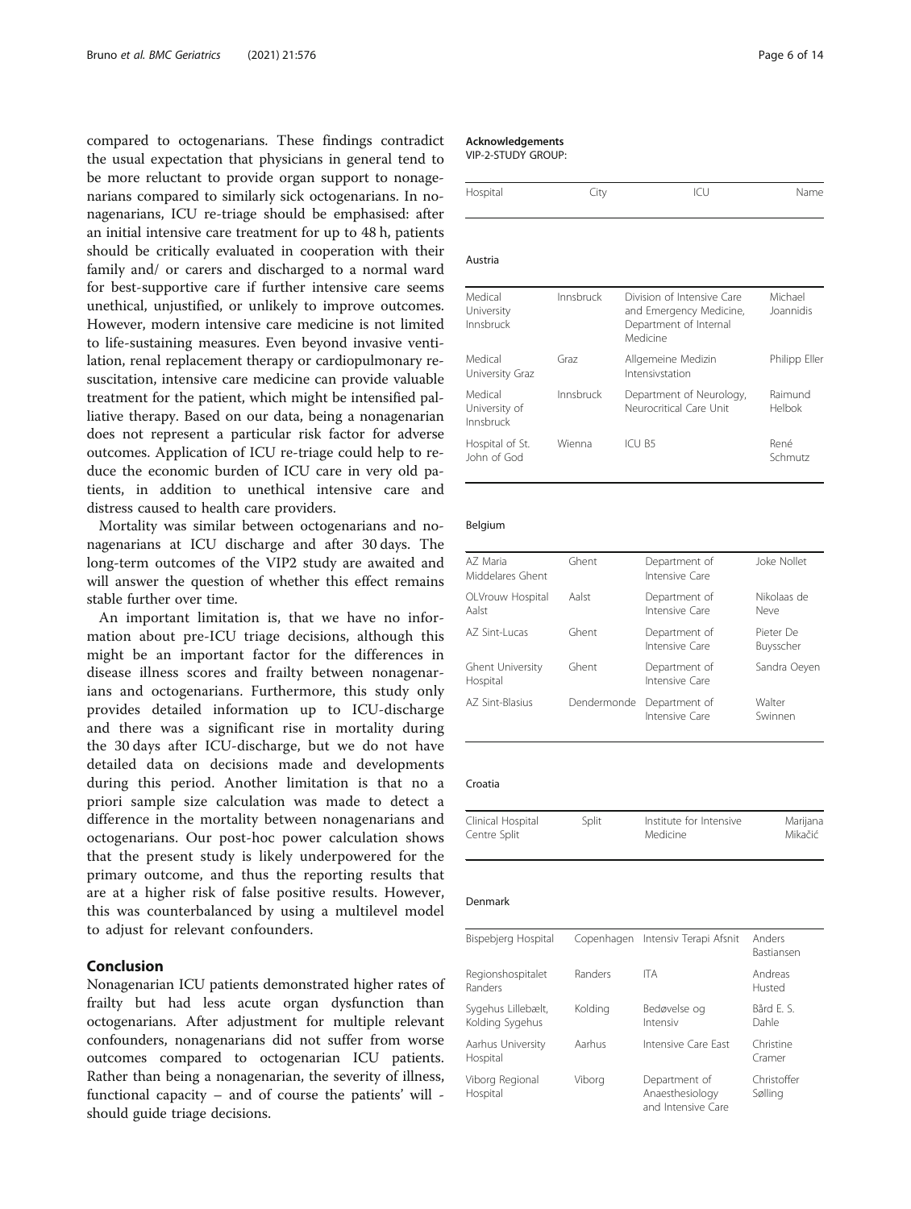compared to octogenarians. These findings contradict the usual expectation that physicians in general tend to be more reluctant to provide organ support to nonagenarians compared to similarly sick octogenarians. In nonagenarians, ICU re-triage should be emphasised: after an initial intensive care treatment for up to 48 h, patients should be critically evaluated in cooperation with their family and/ or carers and discharged to a normal ward for best-supportive care if further intensive care seems unethical, unjustified, or unlikely to improve outcomes. However, modern intensive care medicine is not limited to life-sustaining measures. Even beyond invasive ventilation, renal replacement therapy or cardiopulmonary resuscitation, intensive care medicine can provide valuable treatment for the patient, which might be intensified palliative therapy. Based on our data, being a nonagenarian does not represent a particular risk factor for adverse outcomes. Application of ICU re-triage could help to reduce the economic burden of ICU care in very old patients, in addition to unethical intensive care and distress caused to health care providers.

Mortality was similar between octogenarians and nonagenarians at ICU discharge and after 30 days. The long-term outcomes of the VIP2 study are awaited and will answer the question of whether this effect remains stable further over time.

An important limitation is, that we have no information about pre-ICU triage decisions, although this might be an important factor for the differences in disease illness scores and frailty between nonagenarians and octogenarians. Furthermore, this study only provides detailed information up to ICU-discharge and there was a significant rise in mortality during the 30 days after ICU-discharge, but we do not have detailed data on decisions made and developments during this period. Another limitation is that no a priori sample size calculation was made to detect a difference in the mortality between nonagenarians and octogenarians. Our post-hoc power calculation shows that the present study is likely underpowered for the primary outcome, and thus the reporting results that are at a higher risk of false positive results. However, this was counterbalanced by using a multilevel model to adjust for relevant confounders.

## Conclusion

Nonagenarian ICU patients demonstrated higher rates of frailty but had less acute organ dysfunction than octogenarians. After adjustment for multiple relevant confounders, nonagenarians did not suffer from worse outcomes compared to octogenarian ICU patients. Rather than being a nonagenarian, the severity of illness, functional capacity – and of course the patients' will - should guide triage decisions.

#### Acknowledgements

VIP-2-STUDY GROUP:

| Hospital | City | ICU | Name |
|---|---|---|---|
| **Austria** | | | |
| Medical University Innsbruck | Innsbruck | Division of Intensive Care and Emergency Medicine, Department of Internal Medicine | Michael Joannidis |
| Medical University Graz | Graz | Allgemeine Medizin Intensivstation | Philipp Eller |
| Medical University of Innsbruck | Innsbruck | Department of Neurology, Neurocritical Care Unit | Raimund Helbok |
| Hospital of St. John of God | Wienna | ICU B5 | René Schmutz |
| **Belgium** | | | |
| AZ Maria Middelares Ghent | Ghent | Department of Intensive Care | Joke Nollet |
| OLVrouw Hospital Aalst | Aalst | Department of Intensive Care | Nikolaas de Neve |
| AZ Sint-Lucas | Ghent | Department of Intensive Care | Pieter De Buysscher |
| Ghent University Hospital | Ghent | Department of Intensive Care | Sandra Oeyen |
| AZ Sint-Blasius | Dendermonde | Department of Intensive Care | Walter Swinnen |
| **Croatia** | | | |
| Clinical Hospital Centre Split | Split | Institute for Intensive Medicine | Marijana Mikačić |
| **Denmark** | | | |
| Bispebjerg Hospital | Copenhagen | Intensiv Terapi Afsnit | Anders Bastiansen |
| Regionshospitalet Randers | Randers | ITA | Andreas Husted |
| Sygehus Lillebælt, Kolding Sygehus | Kolding | Bedøvelse og Intensiv | Bård E. S. Dahle |
| Aarhus University Hospital | Aarhus | Intensive Care East | Christine Cramer |
| Viborg Regional Hospital | Viborg | Department of Anaesthesiology and Intensive Care | Christoffer Sølling |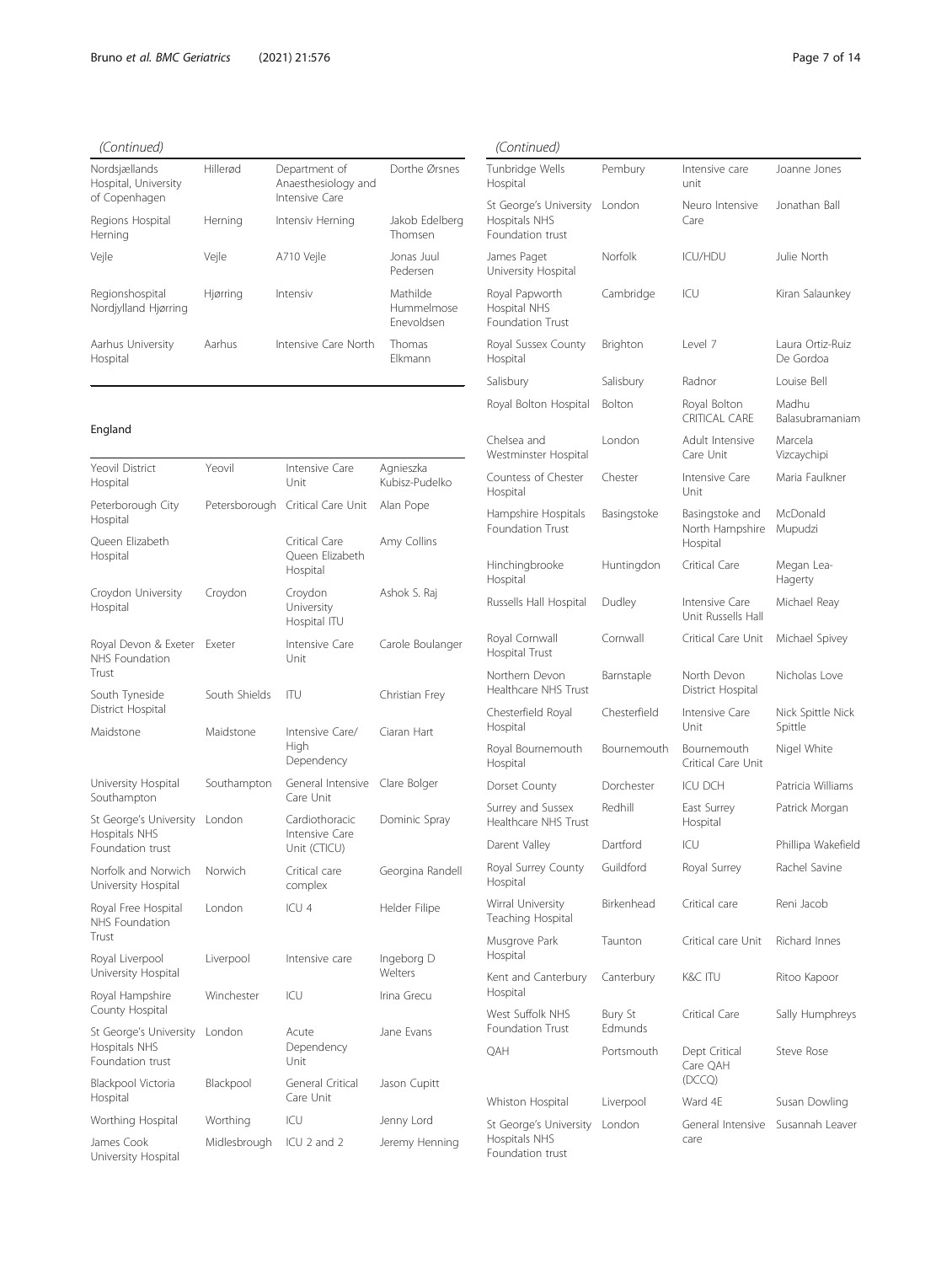*(Continued)*

| | | | |
|---|---|---|---|
| Nordsjællands Hospital, University of Copenhagen | Hillerød | Department of Anaesthesiology and Intensive Care | Dorthe Ørsnes |
| Regions Hospital Herning | Herning | Intensiv Herning | Jakob Edelberg Thomsen |
| Vejle | Vejle | A710 Vejle | Jonas Juul Pedersen |
| Regionshospital Nordjylland Hjørring | Hjørring | Intensiv | Mathilde Hummelmose Enevoldsen |
| Aarhus University Hospital | Aarhus | Intensive Care North | Thomas Elkmann |

**England**

| | | | |
|---|---|---|---|
| Yeovil District Hospital | Yeovil | Intensive Care Unit | Agnieszka Kubisz-Pudelko |
| Peterborough City Hospital | Petersborough | Critical Care Unit | Alan Pope |
| Queen Elizabeth Hospital | | Critical Care Queen Elizabeth Hospital | Amy Collins |
| Croydon University Hospital | Croydon | Croydon University Hospital ITU | Ashok S. Raj |
| Royal Devon & Exeter NHS Foundation Trust | Exeter | Intensive Care Unit | Carole Boulanger |
| South Tyneside District Hospital | South Shields | ITU | Christian Frey |
| Maidstone | Maidstone | Intensive Care/ High Dependency | Ciaran Hart |
| University Hospital Southampton | Southampton | General Intensive Care Unit | Clare Bolger |
| St George's University Hospitals NHS Foundation trust | London | Cardiothoracic Intensive Care Unit (CTICU) | Dominic Spray |
| Norfolk and Norwich University Hospital | Norwich | Critical care complex | Georgina Randell |
| Royal Free Hospital NHS Foundation Trust | London | ICU 4 | Helder Filipe |
| Royal Liverpool University Hospital | Liverpool | Intensive care | Ingeborg D Welters |
| Royal Hampshire County Hospital | Winchester | ICU | Irina Grecu |
| St George's University Hospitals NHS Foundation trust | London | Acute Dependency Unit | Jane Evans |
| Blackpool Victoria Hospital | Blackpool | General Critical Care Unit | Jason Cupitt |
| Worthing Hospital | Worthing | ICU | Jenny Lord |
| James Cook University Hospital | Midlesbrough | ICU 2 and 2 | Jeremy Henning |

*(Continued)*

| | | | |
|---|---|---|---|
| Tunbridge Wells Hospital | Pembury | Intensive care unit | Joanne Jones |
| St George's University Hospitals NHS Foundation trust | London | Neuro Intensive Care | Jonathan Ball |
| James Paget University Hospital | Norfolk | ICU/HDU | Julie North |
| Royal Papworth Hospital NHS Foundation Trust | Cambridge | ICU | Kiran Salaunkey |
| Royal Sussex County Hospital | Brighton | Level 7 | Laura Ortiz-Ruiz De Gordoa |
| Salisbury | Salisbury | Radnor | Louise Bell |
| Royal Bolton Hospital | Bolton | Royal Bolton CRITICAL CARE | Madhu Balasubramaniam |
| Chelsea and Westminster Hospital | London | Adult Intensive Care Unit | Marcela Vizcaychipi |
| Countess of Chester Hospital | Chester | Intensive Care Unit | Maria Faulkner |
| Hampshire Hospitals Foundation Trust | Basingstoke | Basingstoke and North Hampshire Hospital | McDonald Mupudzi |
| Hinchingbrooke Hospital | Huntingdon | Critical Care | Megan Lea-Hagerty |
| Russells Hall Hospital | Dudley | Intensive Care Unit Russells Hall | Michael Reay |
| Royal Cornwall Hospital Trust | Cornwall | Critical Care Unit | Michael Spivey |
| Northern Devon Healthcare NHS Trust | Barnstaple | North Devon District Hospital | Nicholas Love |
| Chesterfield Royal Hospital | Chesterfield | Intensive Care Unit | Nick Spittle Nick Spittle |
| Royal Bournemouth Hospital | Bournemouth | Bournemouth Critical Care Unit | Nigel White |
| Dorset County | Dorchester | ICU DCH | Patricia Williams |
| Surrey and Sussex Healthcare NHS Trust | Redhill | East Surrey Hospital | Patrick Morgan |
| Darent Valley | Dartford | ICU | Phillipa Wakefield |
| Royal Surrey County Hospital | Guildford | Royal Surrey | Rachel Savine |
| Wirral University Teaching Hospital | Birkenhead | Critical care | Reni Jacob |
| Musgrove Park Hospital | Taunton | Critical care Unit | Richard Innes |
| Kent and Canterbury Hospital | Canterbury | K&C ITU | Ritoo Kapoor |
| West Suffolk NHS Foundation Trust | Bury St Edmunds | Critical Care | Sally Humphreys |
| QAH | Portsmouth | Dept Critical Care QAH (DCCQ) | Steve Rose |
| Whiston Hospital | Liverpool | Ward 4E | Susan Dowling |
| St George's University Hospitals NHS Foundation trust | London | General Intensive care | Susannah Leaver |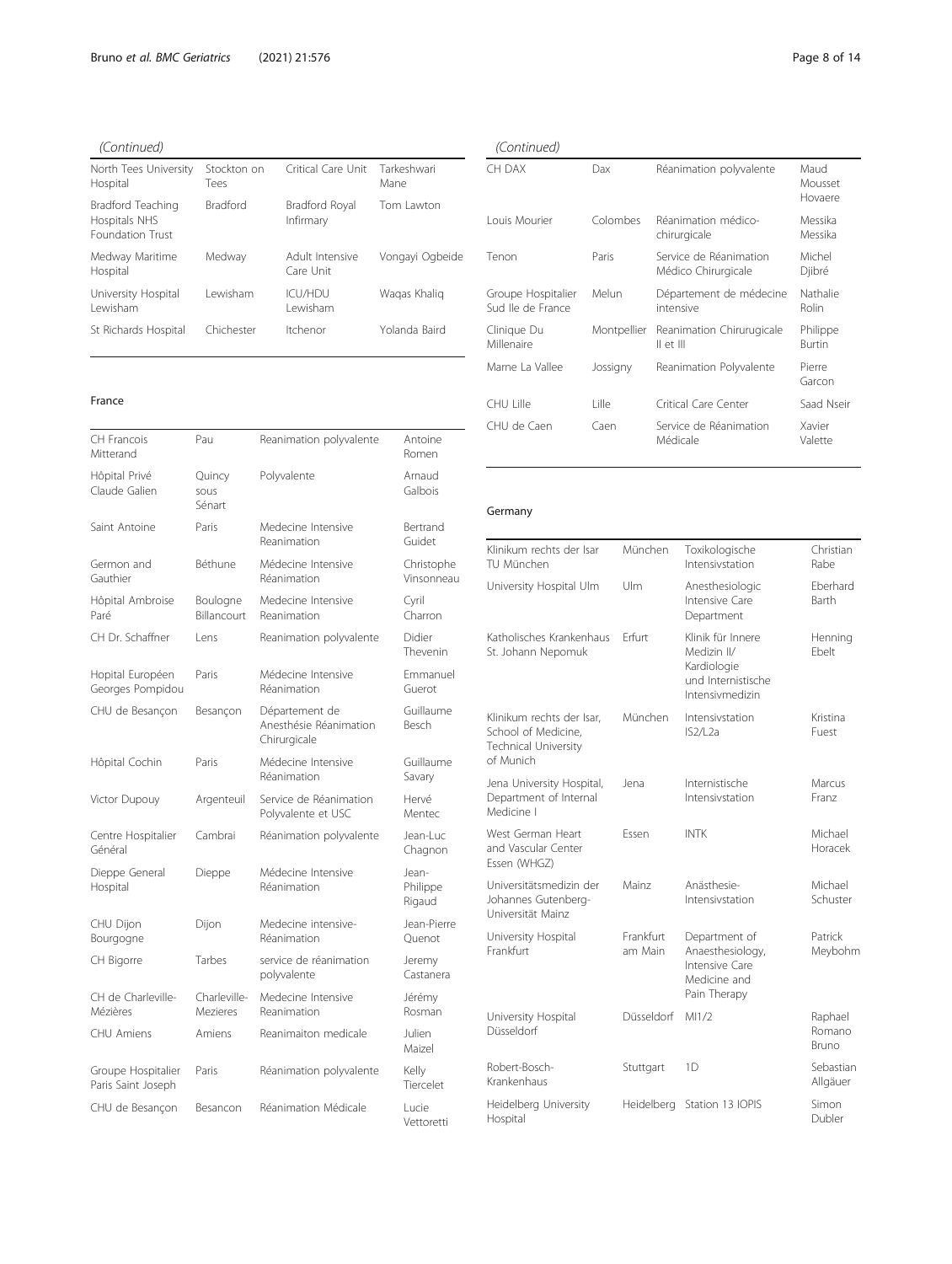*(Continued)*

| | | | |
|---|---|---|---|
| North Tees University Hospital | Stockton on Tees | Critical Care Unit | Tarkeshwari Mane |
| Bradford Teaching Hospitals NHS Foundation Trust | Bradford | Bradford Royal Infirmary | Tom Lawton |
| Medway Maritime Hospital | Medway | Adult Intensive Care Unit | Vongayi Ogbeide |
| University Hospital Lewisham | Lewisham | ICU/HDU Lewisham | Waqas Khaliq |
| St Richards Hospital | Chichester | Itchenor | Yolanda Baird |

**France**

| | | | |
|---|---|---|---|
| CH Francois Mitterand | Pau | Reanimation polyvalente | Antoine Romen |
| Hôpital Privé Claude Galien | Quincy sous Sénart | Polyvalente | Arnaud Galbois |
| Saint Antoine | Paris | Medecine Intensive Reanimation | Bertrand Guidet |
| Germon and Gauthier | Béthune | Médecine Intensive Réanimation | Christophe Vinsonneau |
| Hôpital Ambroise Paré | Boulogne Billancourt | Medecine Intensive Reanimation | Cyril Charron |
| CH Dr. Schaffner | Lens | Reanimation polyvalente | Didier Thevenin |
| Hopital Européen Georges Pompidou | Paris | Médecine Intensive Réanimation | Emmanuel Guerot |
| CHU de Besançon | Besançon | Département de Anesthésie Réanimation Chirurgicale | Guillaume Besch |
| Hôpital Cochin | Paris | Médecine Intensive Réanimation | Guillaume Savary |
| Victor Dupouy | Argenteuil | Service de Réanimation Polyvalente et USC | Hervé Mentec |
| Centre Hospitalier Général | Cambrai | Réanimation polyvalente | Jean-Luc Chagnon |
| Dieppe General Hospital | Dieppe | Médecine Intensive Réanimation | Jean-Philippe Rigaud |
| CHU Dijon Bourgogne | Dijon | Medecine intensive-Réanimation | Jean-Pierre Quenot |
| CH Bigorre | Tarbes | service de réanimation polyvalente | Jeremy Castanera |
| CH de Charleville-Mézières | Charleville-Mezieres | Medecine Intensive Reanimation | Jérémy Rosman |
| CHU Amiens | Amiens | Reanimaiton medicale | Julien Maizel |
| Groupe Hospitalier Paris Saint Joseph | Paris | Réanimation polyvalente | Kelly Tiercelet |
| CHU de Besançon | Besancon | Réanimation Médicale | Lucie Vettoretti |

*(Continued)*

| | | | |
|---|---|---|---|
| CH DAX | Dax | Réanimation polyvalente | Maud Mousset Hovaere |
| Louis Mourier | Colombes | Réanimation médico-chirurgicale | Messika Messika |
| Tenon | Paris | Service de Réanimation Médico Chirurgicale | Michel Djibré |
| Groupe Hospitalier Sud Ile de France | Melun | Département de médecine intensive | Nathalie Rolin |
| Clinique Du Millenaire | Montpellier | Reanimation Chirurugicale II et III | Philippe Burtin |
| Marne La Vallee | Jossigny | Reanimation Polyvalente | Pierre Garcon |
| CHU Lille | Lille | Critical Care Center | Saad Nseir |
| CHU de Caen | Caen | Service de Réanimation Médicale | Xavier Valette |

**Germany**

| | | | |
|---|---|---|---|
| Klinikum rechts der Isar TU München | München | Toxikologische Intensivstation | Christian Rabe |
| University Hospital Ulm | Ulm | Anesthesiologic Intensive Care Department | Eberhard Barth |
| Katholisches Krankenhaus St. Johann Nepomuk | Erfurt | Klinik für Innere Medizin II/ Kardiologie und Internistische Intensivmedizin | Henning Ebelt |
| Klinikum rechts der Isar, School of Medicine, Technical University of Munich | München | Intensivstation IS2/L2a | Kristina Fuest |
| Jena University Hospital, Department of Internal Medicine I | Jena | Internistische Intensivstation | Marcus Franz |
| West German Heart and Vascular Center Essen (WHGZ) | Essen | INTK | Michael Horacek |
| Universitätsmedizin der Johannes Gutenberg-Universität Mainz | Mainz | Anästhesie-Intensivstation | Michael Schuster |
| University Hospital Frankfurt | Frankfurt am Main | Department of Anaesthesiology, Intensive Care Medicine and Pain Therapy | Patrick Meybohm |
| University Hospital Düsseldorf | Düsseldorf | MI1/2 | Raphael Romano Bruno |
| Robert-Bosch-Krankenhaus | Stuttgart | 1D | Sebastian Allgäuer |
| Heidelberg University Hospital | Heidelberg | Station 13 IOPIS | Simon Dubler |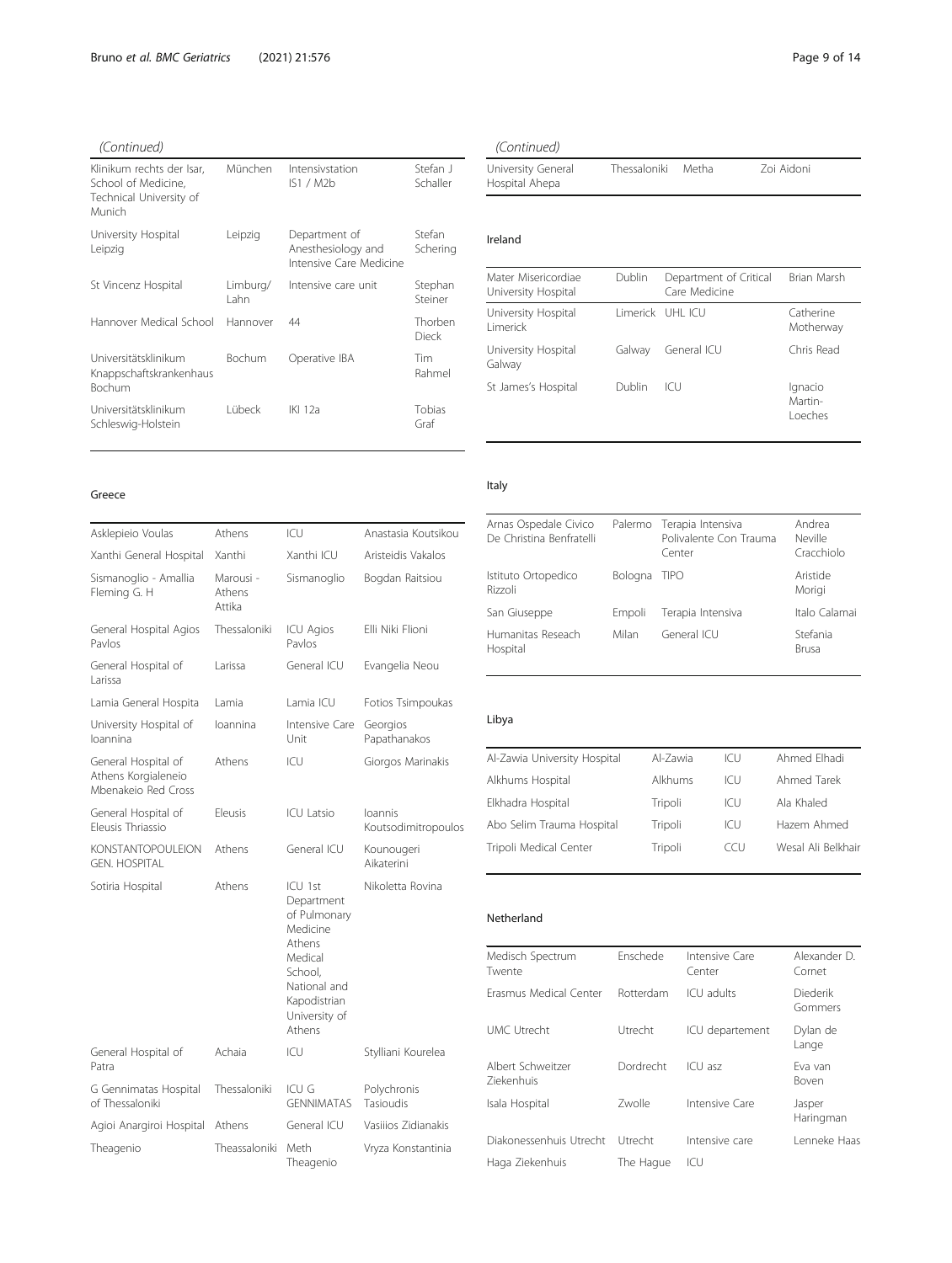(Continued)

| | | | |
|---|---|---|---|
| Klinikum rechts der Isar, School of Medicine, Technical University of Munich | München | Intensivstation IS1 / M2b | Stefan J Schaller |
| University Hospital Leipzig | Leipzig | Department of Anesthesiology and Intensive Care Medicine | Stefan Schering |
| St Vincenz Hospital | Limburg/ Lahn | Intensive care unit | Stephan Steiner |
| Hannover Medical School | Hannover | 44 | Thorben Dieck |
| Universitätsklinikum Knappschaftskrankenhaus Bochum | Bochum | Operative IBA | Tim Rahmel |
| Universitätsklinikum Schleswig-Holstein | Lübeck | IKI 12a | Tobias Graf |

### Greece

| | | | |
|---|---|---|---|
| Asklepieio Voulas | Athens | ICU | Anastasia Koutsikou |
| Xanthi General Hospital | Xanthi | Xanthi ICU | Aristeidis Vakalos |
| Sismanoglio - Amallia Fleming G. H | Marousi - Athens Attika | Sismanoglio | Bogdan Raitsiou |
| General Hospital Agios Pavlos | Thessaloniki | ICU Agios Pavlos | Elli Niki Flioni |
| General Hospital of Larissa | Larissa | General ICU | Evangelia Neou |
| Lamia General Hospita | Lamia | Lamia ICU | Fotios Tsimpoukas |
| University Hospital of Ioannina | Ioannina | Intensive Care Unit | Georgios Papathanakos |
| General Hospital of Athens Korgialeneio Mbenakeio Red Cross | Athens | ICU | Giorgos Marinakis |
| General Hospital of Eleusis Thriassio | Eleusis | ICU Latsio | Ioannis Koutsodimitropoulos |
| KONSTANTOPOULEION GEN. HOSPITAL | Athens | General ICU | Kounougeri Aikaterini |
| Sotiria Hospital | Athens | ICU 1st Department of Pulmonary Medicine Athens Medical School, National and Kapodistrian University of Athens | Nikoletta Rovina |
| General Hospital of Patra | Achaia | ICU | Stylliani Kourelea |
| G Gennimatas Hospital of Thessaloniki | Thessaloniki | ICU G GENNIMATAS | Polychronis Tasioudis |
| Agioi Anargiroi Hospital | Athens | General ICU | Vasiiios Zidianakis |
| Theagenio | Theassaloniki | Meth Theagenio | Vryza Konstantinia |

(Continued)

| | | | |
|---|---|---|---|
| University General Hospital Ahepa | Thessaloniki | Metha | Zoi Aidoni |

### Ireland

| | | | |
|---|---|---|---|
| Mater Misericordiae University Hospital | Dublin | Department of Critical Care Medicine | Brian Marsh |
| University Hospital Limerick | Limerick | UHL ICU | Catherine Motherway |
| University Hospital Galway | Galway | General ICU | Chris Read |
| St James's Hospital | Dublin | ICU | Ignacio Martin-Loeches |

### Italy

| | | | |
|---|---|---|---|
| Arnas Ospedale Civico De Christina Benfratelli | Palermo | Terapia Intensiva Polivalente Con Trauma Center | Andrea Neville Cracchiolo |
| Istituto Ortopedico Rizzoli | Bologna | TIPO | Aristide Morigi |
| San Giuseppe | Empoli | Terapia Intensiva | Italo Calamai |
| Humanitas Reseach Hospital | Milan | General ICU | Stefania Brusa |

### Libya

| | | | |
|---|---|---|---|
| Al-Zawia University Hospital | Al-Zawia | ICU | Ahmed Elhadi |
| Alkhums Hospital | Alkhums | ICU | Ahmed Tarek |
| Elkhadra Hospital | Tripoli | ICU | Ala Khaled |
| Abo Selim Trauma Hospital | Tripoli | ICU | Hazem Ahmed |
| Tripoli Medical Center | Tripoli | CCU | Wesal Ali Belkhair |

### Netherland

| | | | |
|---|---|---|---|
| Medisch Spectrum Twente | Enschede | Intensive Care Center | Alexander D. Cornet |
| Erasmus Medical Center | Rotterdam | ICU adults | Diederik Gommers |
| UMC Utrecht | Utrecht | ICU departement | Dylan de Lange |
| Albert Schweitzer Ziekenhuis | Dordrecht | ICU asz | Eva van Boven |
| Isala Hospital | Zwolle | Intensive Care | Jasper Haringman |
| Diakonessenhuis Utrecht | Utrecht | Intensive care | Lenneke Haas |
| Haga Ziekenhuis | The Hague | ICU | |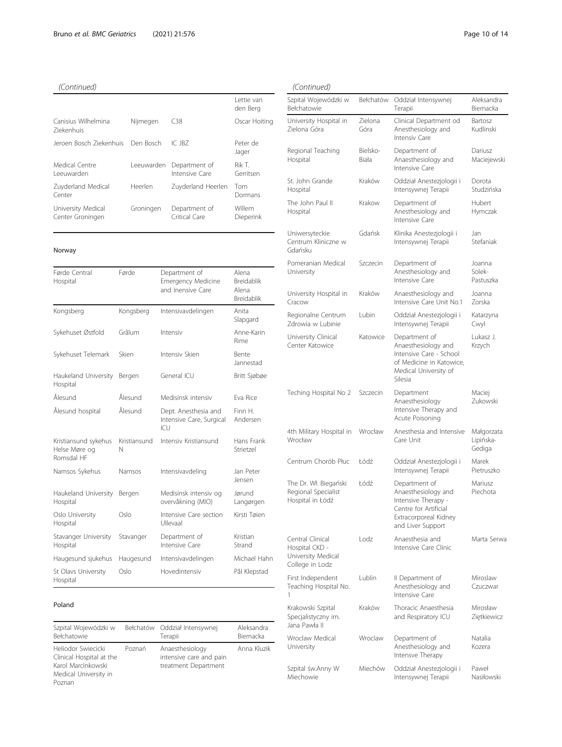*(Continued)*

| | | | |
|---|---|---|---|
| | | | Lettie van den Berg |
| Canisius Wilhelmina Ziekenhuis | Nijmegen | C38 | Oscar Hoiting |
| Jeroen Bosch Ziekenhuis | Den Bosch | IC JBZ | Peter de Jager |
| Medical Centre Leeuwarden | Leeuwarden | Department of Intensive Care | Rik T. Gerritsen |
| Zuyderland Medical Center | Heerlen | Zuyderland Heerlen | Tom Dormans |
| University Medical Center Groningen | Groningen | Department of Critical Care | Willem Dieperink |

**Norway**

| | | | |
|---|---|---|---|
| Førde Central Hospital | Førde | Department of Emergency Medicine and Inensive Care | Alena Breidablik Alena Breidablik |
| Kongsberg | Kongsberg | Intensivavdelingen | Anita Slapgard |
| Sykehuset Østfold | Grålum | Intensiv | Anne-Karin Rime |
| Sykehuset Telemark | Skien | Intensiv Skien | Bente Jannestad |
| Haukeland University Hospital | Bergen | General ICU | Britt Sjøbøe |
| Ålesund | Ålesund | Medisinsk intensiv | Eva Rice |
| Ålesund hospital | Ålesund | Dept. Anesthesia and Intensive Care, Surgical ICU | Finn H. Andersen |
| Kristiansund sykehus Helse Møre og Romsdal HF | Kristiansund N | Intensiv Kristiansund | Hans Frank Strietzel |
| Namsos Sykehus | Namsos | Intensivavdeling | Jan Peter Jensen |
| Haukeland University Hospital | Bergen | Medisinsk intensiv og overvåkning (MIO) | Jørund Langørgen |
| Oslo University Hospital | Oslo | Intensive Care section Ullevaal | Kirsti Tøien |
| Stavanger University Hospital | Stavanger | Department of Intensive Care | Kristian Strand |
| Haugesund sjukehus | Haugesund | Intensivavdelingen | Michael Hahn |
| St Olavs University Hospital | Oslo | Hovedintensiv | Pål Klepstad |

**Poland**

| | | | |
|---|---|---|---|
| Szpital Wojewódzki w Bełchatowie | Bełchatów | Oddział Intensywnej Terapii | Aleksandra Biernacka |
| Heliodor Swiecicki Clinical Hospital at the Karol Marcinkowski Medical University in Poznan | Poznań | Anaesthesiology intensive care and pain treatment Department | Anna Kluzik |

*(Continued)*

| | | | |
|---|---|---|---|
| Szpital Wojewódzki w Bełchatowie | Bełchatów | Oddział Intensywnej Terapii | Aleksandra Biernacka |
| University Hospital in Zielona Góra | Zielona Góra | Clinical Department od Anesthesiology and Intensiv Care | Bartosz Kudlinski |
| Regional Teaching Hospital | Bielsko-Biała | Department of Anaesthesiology and Intensive Care | Dariusz Maciejewski |
| St. John Grande Hospital | Kraków | Oddział Anestezjologii i Intensywnej Terapii | Dorota Studzińska |
| The John Paul II Hospital | Krakow | Department of Anesthesiology and Intensive Care | Hubert Hymczak |
| Uniwersyteckie Centrum Kliniczne w Gdańsku | Gdańsk | Klinika Anestezjologii i Intensywnej Terapii | Jan Stefaniak |
| Pomeranian Medical University | Szczecin | Department of Anesthesiology and Intensive Care | Joanna Solek-Pastuszka |
| University Hospital in Cracow | Kraków | Anaesthesiology and Intensive Care Unit No.1 | Joanna Zorska |
| Regionalne Centrum Zdrowia w Lubinie | Lubin | Oddział Anestezjologii i Intensywnej Terapii | Katarzyna Cwyl |
| University Clinical Center Katowice | Katowice | Department of Anaesthesiology and Intensive Care - School of Medicine in Katowice, Medical University of Silesia | Lukasz J. Krzych |
| Teching Hospital No 2 | Szczecin | Department Anaesthesiology Intensive Therapy and Acute Poisoning | Maciej Zukowski |
| 4th Military Hospital in Wrocław | Wrocław | Anesthesia and Intensive Care Unit | Małgorzata Lipińska-Gediga |
| Centrum Chorób Płuc | Łódź | Oddział Anestezjologii i Intensywnej Terapii | Marek Pietruszko |
| The Dr. Wł. Biegański Regional Specialist Hospital in Łódź | Łódź | Department of Anaesthesiology and Intensive Therapy - Centre for Artificial Extracorporeal Kidney and Liver Support | Mariusz Piechota |
| Central Clinical Hospital CKD - University Medical College in Lodz | Lodz | Anaesthesia and Intensive Care Clinic | Marta Serwa |
| First Independent Teaching Hospital No. 1 | Lublin | II Department of Anesthesiology and Intensive Care | Miroslaw Czuczwar |
| Krakowski Szpital Specjalistyczny im. Jana Pawła II | Kraków | Thoracic Anaesthesia and Respiratory ICU | Mirosław Ziętkiewicz |
| Wroclaw Medical University | Wroclaw | Department of Anesthesiology and Intensve Therapy | Natalia Kozera |
| Szpital św.Anny W Miechowie | Miechów | Oddział Anestezjologii i Intensywnej Terapii | Paweł Nasiłowski |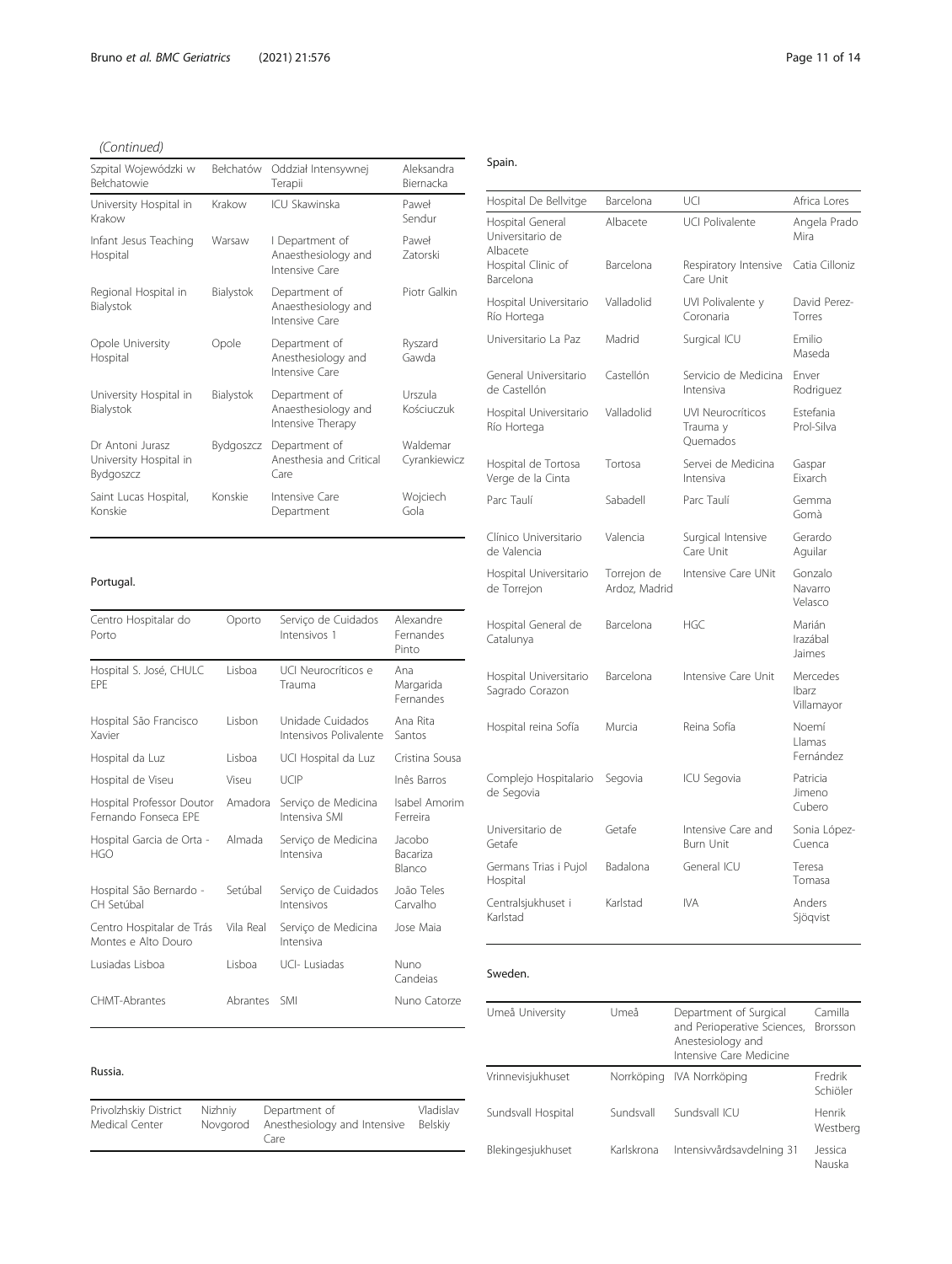*(Continued)*

| | | | |
|---|---|---|---|
| Szpital Wojewódzki w Bełchatowie | Bełchatów | Oddział Intensywnej Terapii | Aleksandra Biernacka |
| University Hospital in Krakow | Krakow | ICU Skawinska | Paweł Sendur |
| Infant Jesus Teaching Hospital | Warsaw | I Department of Anaesthesiology and Intensive Care | Paweł Zatorski |
| Regional Hospital in Bialystok | Bialystok | Department of Anaesthesiology and Intensive Care | Piotr Galkin |
| Opole University Hospital | Opole | Department of Anesthesiology and Intensive Care | Ryszard Gawda |
| University Hospital in Bialystok | Bialystok | Department of Anaesthesiology and Intensive Therapy | Urszula Kościuczuk |
| Dr Antoni Jurasz University Hospital in Bydgoszcz | Bydgoszcz | Department of Anesthesia and Critical Care | Waldemar Cyrankiewicz |
| Saint Lucas Hospital, Konskie | Konskie | Intensive Care Department | Wojciech Gola |

Portugal.

| | | | |
|---|---|---|---|
| Centro Hospitalar do Porto | Oporto | Serviço de Cuidados Intensivos 1 | Alexandre Fernandes Pinto |
| Hospital S. José, CHULC EPE | Lisboa | UCI Neurocríticos e Trauma | Ana Margarida Fernandes |
| Hospital São Francisco Xavier | Lisbon | Unidade Cuidados Intensivos Polivalente | Ana Rita Santos |
| Hospital da Luz | Lisboa | UCI Hospital da Luz | Cristina Sousa |
| Hospital de Viseu | Viseu | UCIP | Inês Barros |
| Hospital Professor Doutor Fernando Fonseca EPE | Amadora | Serviço de Medicina Intensiva SMI | Isabel Amorim Ferreira |
| Hospital Garcia de Orta - HGO | Almada | Serviço de Medicina Intensiva | Jacobo Bacariza Blanco |
| Hospital São Bernardo - CH Setúbal | Setúbal | Serviço de Cuidados Intensivos | João Teles Carvalho |
| Centro Hospitalar de Trás Montes e Alto Douro | Vila Real | Serviço de Medicina Intensiva | Jose Maia |
| Lusiadas Lisboa | Lisboa | UCI- Lusiadas | Nuno Candeias |
| CHMT-Abrantes | Abrantes | SMI | Nuno Catorze |

Russia.

| | | | |
|---|---|---|---|
| Privolzhskiy District Medical Center | Nizhniy Novgorod | Department of Anesthesiology and Intensive Care | Vladislav Belskiy |

Spain.

| | | | |
|---|---|---|---|
| Hospital De Bellvitge | Barcelona | UCI | Africa Lores |
| Hospital General Universitario de Albacete | Albacete | UCI Polivalente | Angela Prado Mira |
| Hospital Clinic of Barcelona | Barcelona | Respiratory Intensive Care Unit | Catia Cilloniz |
| Hospital Universitario Río Hortega | Valladolid | UVI Polivalente y Coronaria | David Perez-Torres |
| Universitario La Paz | Madrid | Surgical ICU | Emilio Maseda |
| General Universitario de Castellón | Castellón | Servicio de Medicina Intensiva | Enver Rodriguez |
| Hospital Universitario Río Hortega | Valladolid | UVI Neurocríticos Trauma y Quemados | Estefania Prol-Silva |
| Hospital de Tortosa Verge de la Cinta | Tortosa | Servei de Medicina Intensiva | Gaspar Eixarch |
| Parc Taulí | Sabadell | Parc Taulí | Gemma Gomà |
| Clínico Universitario de Valencia | Valencia | Surgical Intensive Care Unit | Gerardo Aguilar |
| Hospital Universitario de Torrejon | Torrejon de Ardoz, Madrid | Intensive Care UNit | Gonzalo Navarro Velasco |
| Hospital General de Catalunya | Barcelona | HGC | Marián Irazábal Jaimes |
| Hospital Universitario Sagrado Corazon | Barcelona | Intensive Care Unit | Mercedes Ibarz Villamayor |
| Hospital reina Sofía | Murcia | Reina Sofía | Noemí Llamas Fernández |
| Complejo Hospitalario de Segovia | Segovia | ICU Segovia | Patricia Jimeno Cubero |
| Universitario de Getafe | Getafe | Intensive Care and Burn Unit | Sonia López-Cuenca |
| Germans Trias i Pujol Hospital | Badalona | General ICU | Teresa Tomasa |
| Centralsjukhuset i Karlstad | Karlstad | IVA | Anders Sjöqvist |

Sweden.

| | | | |
|---|---|---|---|
| Umeå University | Umeå | Department of Surgical and Perioperative Sciences, Anesthesiology and Intensive Care Medicine | Camilla Brorsson |
| Vrinnevisjukhuset | Norrköping | IVA Norrköping | Fredrik Schiöler |
| Sundsvall Hospital | Sundsvall | Sundsvall ICU | Henrik Westberg |
| Blekingesjukhuset | Karlskrona | Intensivvårdsavdelning 31 | Jessica Nauska |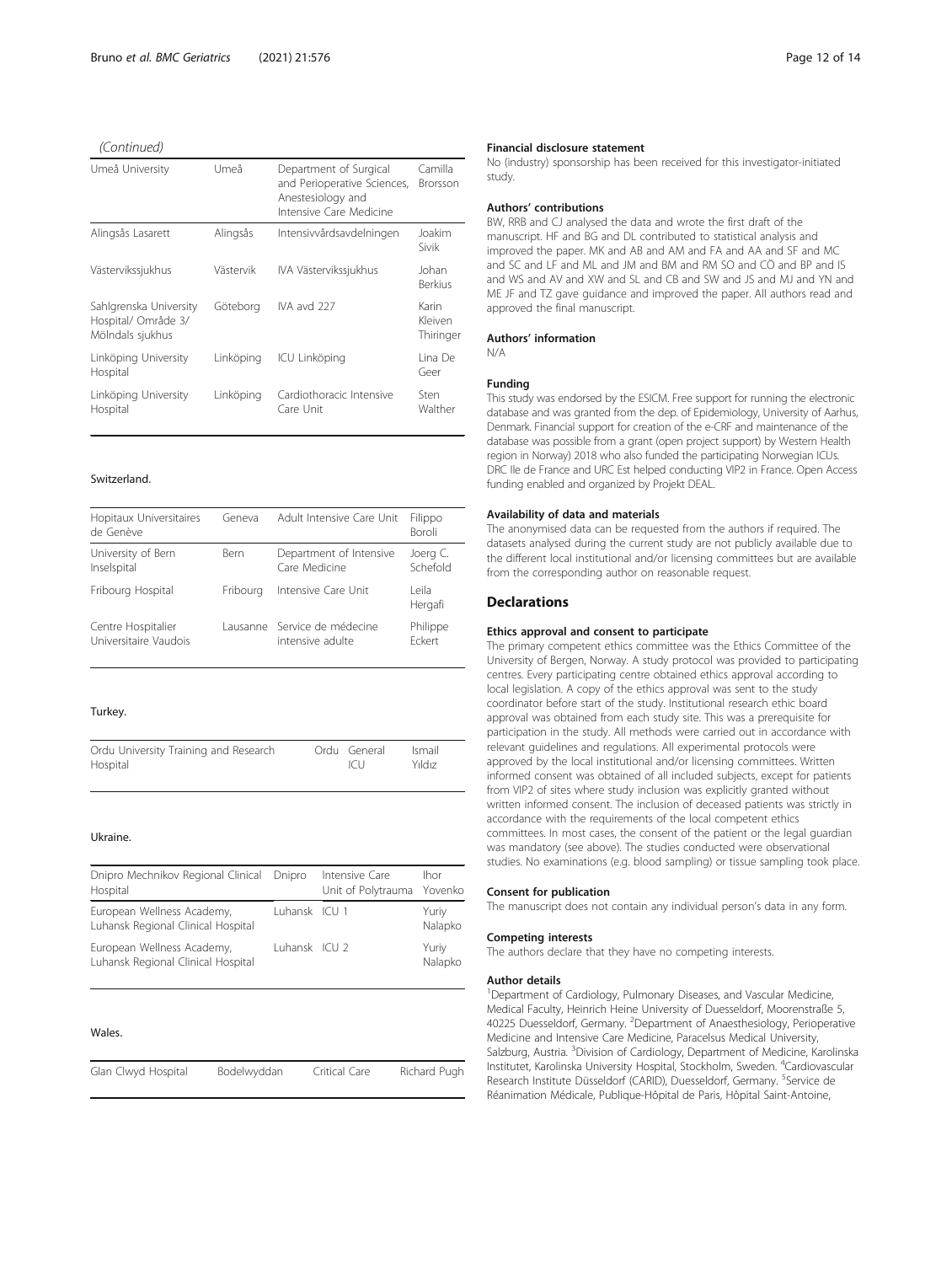*(Continued)*

| | | | |
|---|---|---|---|
| Umeå University | Umeå | Department of Surgical and Perioperative Sciences, Anestesiology and Intensive Care Medicine | Camilla Brorsson |
| Alingsås Lasarett | Alingsås | Intensivvårdsavdelningen | Joakim Sivik |
| Västervikssjukhus | Västervik | IVA Västervikssjukhus | Johan Berkius |
| Sahlgrenska University Hospital/ Område 3/ Mölndals sjukhus | Göteborg | IVA avd 227 | Karin Kleiven Thiringer |
| Linköping University Hospital | Linköping | ICU Linköping | Lina De Geer |
| Linköping University Hospital | Linköping | Cardiothoracic Intensive Care Unit | Sten Walther |

Switzerland.

| | | | |
|---|---|---|---|
| Hopitaux Universitaires de Genève | Geneva | Adult Intensive Care Unit | Filippo Boroli |
| University of Bern Inselspital | Bern | Department of Intensive Care Medicine | Joerg C. Schefold |
| Fribourg Hospital | Fribourg | Intensive Care Unit | Leila Hergafi |
| Centre Hospitalier Universitaire Vaudois | Lausanne | Service de médecine intensive adulte | Philippe Eckert |

Turkey.

| | | | |
|---|---|---|---|
| Ordu University Training and Research Hospital | Ordu | General ICU | Ismail Yıldız |

Ukraine.

| | | | |
|---|---|---|---|
| Dnipro Mechnikov Regional Clinical Hospital | Dnipro | Intensive Care Unit of Polytrauma | Ihor Yovenko |
| European Wellness Academy, Luhansk Regional Clinical Hospital | Luhansk | ICU 1 | Yuriy Nalapko |
| European Wellness Academy, Luhansk Regional Clinical Hospital | Luhansk | ICU 2 | Yuriy Nalapko |

Wales.

| | | | |
|---|---|---|---|
| Glan Clwyd Hospital | Bodelwyddan | Critical Care | Richard Pugh |

#### Financial disclosure statement

No (industry) sponsorship has been received for this investigator-initiated study.

#### Authors' contributions

BW, RRB and CJ analysed the data and wrote the first draft of the manuscript. HF and BG and DL contributed to statistical analysis and improved the paper. MK and AB and AM and FA and AA and SF and MC and SC and LF and ML and JM and BM and RM SO and CÖ and BP and IS and WS and AV and XW and SL and CB and SW and JS and MJ and YN and ME JF and TZ gave guidance and improved the paper. All authors read and approved the final manuscript.

#### Authors' information

N/A

#### Funding

This study was endorsed by the ESICM. Free support for running the electronic database and was granted from the dep. of Epidemiology, University of Aarhus, Denmark. Financial support for creation of the e-CRF and maintenance of the database was possible from a grant (open project support) by Western Health region in Norway) 2018 who also funded the participating Norwegian ICUs. DRC Ile de France and URC Est helped conducting VIP2 in France. Open Access funding enabled and organized by Projekt DEAL.

#### Availability of data and materials

The anonymised data can be requested from the authors if required. The datasets analysed during the current study are not publicly available due to the different local institutional and/or licensing committees but are available from the corresponding author on reasonable request.

## Declarations

#### Ethics approval and consent to participate

The primary competent ethics committee was the Ethics Committee of the University of Bergen, Norway. A study protocol was provided to participating centres. Every participating centre obtained ethics approval according to local legislation. A copy of the ethics approval was sent to the study coordinator before start of the study. Institutional research ethic board approval was obtained from each study site. This was a prerequisite for participation in the study. All methods were carried out in accordance with relevant guidelines and regulations. All experimental protocols were approved by the local institutional and/or licensing committees. Written informed consent was obtained of all included subjects, except for patients from VIP2 of sites where study inclusion was explicitly granted without written informed consent. The inclusion of deceased patients was strictly in accordance with the requirements of the local competent ethics committees. In most cases, the consent of the patient or the legal guardian was mandatory (see above). The studies conducted were observational studies. No examinations (e.g. blood sampling) or tissue sampling took place.

#### Consent for publication

The manuscript does not contain any individual person's data in any form.

#### Competing interests

The authors declare that they have no competing interests.

#### Author details

[1]Department of Cardiology, Pulmonary Diseases, and Vascular Medicine, Medical Faculty, Heinrich Heine University of Duesseldorf, Moorenstraße 5, 40225 Duesseldorf, Germany. [2]Department of Anaesthesiology, Perioperative Medicine and Intensive Care Medicine, Paracelsus Medical University, Salzburg, Austria. [3]Division of Cardiology, Department of Medicine, Karolinska Institutet, Karolinska University Hospital, Stockholm, Sweden. [4]Cardiovascular Research Institute Düsseldorf (CARID), Duesseldorf, Germany. [5]Service de Réanimation Médicale, Publique-Hôpital de Paris, Hôpital Saint-Antoine,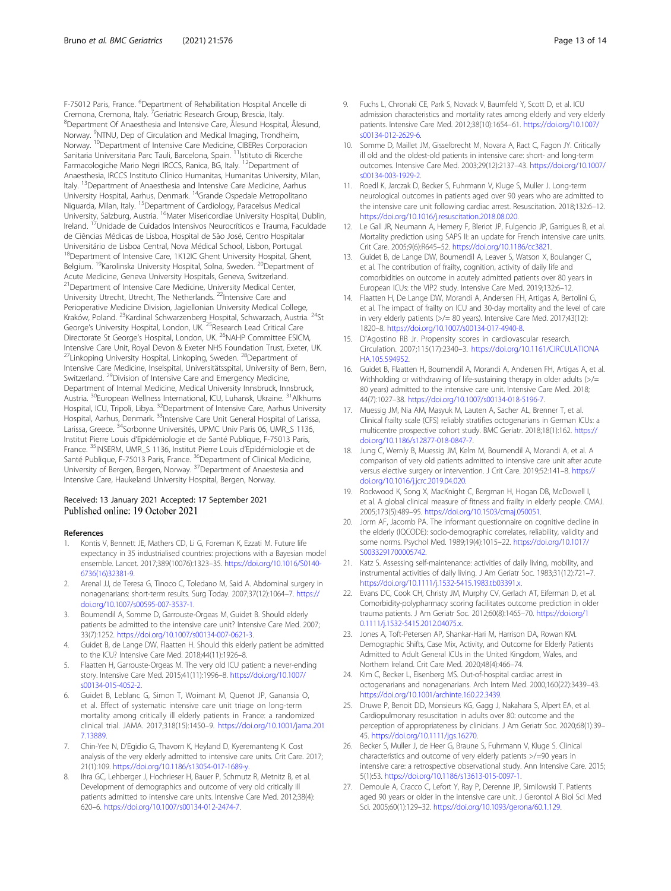F-75012 Paris, France. [6]Department of Rehabilitation Hospital Ancelle di Cremona, Cremona, Italy. [7]Geriatric Research Group, Brescia, Italy. [8]Department Of Anaesthesia and Intensive Care, Ålesund Hospital, Ålesund, Norway. [9]NTNU, Dep of Circulation and Medical Imaging, Trondheim, Norway. [10]Department of Intensive Care Medicine, CIBERes Corporacion Sanitaria Universitaria Parc Tauli, Barcelona, Spain. [11]Istituto di Ricerche Farmacologiche Mario Negri IRCCS, Ranica, BG, Italy. [12]Department of Anaesthesia, IRCCS Instituto Clínico Humanitas, Humanitas University, Milan, Italy. [13]Department of Anaesthesia and Intensive Care Medicine, Aarhus University Hospital, Aarhus, Denmark. [14]Grande Ospedale Metropolitano Niguarda, Milan, Italy. [15]Department of Cardiology, Paracelsus Medical University, Salzburg, Austria. [16]Mater Misericordiae University Hospital, Dublin, Ireland. [17]Unidade de Cuidados Intensivos Neurocríticos e Trauma, Faculdade de Ciências Médicas de Lisboa, Hospital de São José, Centro Hospitalar Universitário de Lisboa Central, Nova Médical School, Lisbon, Portugal. [18]Department of Intensive Care, 1K12IC Ghent University Hospital, Ghent, Belgium. [19]Karolinska University Hospital, Solna, Sweden. [20]Department of Acute Medicine, Geneva University Hospitals, Geneva, Switzerland. [21]Department of Intensive Care Medicine, University Medical Center, University Utrecht, Utrecht, The Netherlands. [22]Intensive Care and Perioperative Medicine Division, Jagiellonian University Medical College, Kraków, Poland. [23]Kardinal Schwarzenberg Hospital, Schwarzach, Austria. [24]St George's University Hospital, London, UK. [25]Research Lead Critical Care Directorate St George's Hospital, London, UK. [26]NAHP Committee ESICM, Intensive Care Unit, Royal Devon & Exeter NHS Foundation Trust, Exeter, UK. [27]Linkoping University Hospital, Linkoping, Sweden. [28]Department of Intensive Care Medicine, Inselspital, Universitätsspital, University of Bern, Bern, Switzerland. [29]Division of Intensive Care and Emergency Medicine, Department of Internal Medicine, Medical University Innsbruck, Innsbruck, Austria. [30]European Wellness International, ICU, Luhansk, Ukraine. [31]Alkhums Hospital, ICU, Tripoli, Libya. [32]Department of Intensive Care, Aarhus University Hospital, Aarhus, Denmark. [33]Intensive Care Unit General Hospital of Larissa, Larissa, Greece. [34]Sorbonne Universités, UPMC Univ Paris 06, UMR_S 1136, Institut Pierre Louis d'Epidémiologie et de Santé Publique, F-75013 Paris, France. [35]INSERM, UMR_S 1136, Institut Pierre Louis d'Epidémiologie et de Santé Publique, F-75013 Paris, France. [36]Department of Clinical Medicine, University of Bergen, Bergen, Norway. [37]Department of Anaestesia and Intensive Care, Haukeland University Hospital, Bergen, Norway.

Received: 13 January 2021 Accepted: 17 September 2021
Published online: 19 October 2021

## References

1. Kontis V, Bennett JE, Mathers CD, Li G, Foreman K, Ezzati M. Future life expectancy in 35 industrialised countries: projections with a Bayesian model ensemble. Lancet. 2017;389(10076):1323–35. https://doi.org/10.1016/S0140-6736(16)32381-9.
2. Arenal JJ, de Teresa G, Tinoco C, Toledano M, Said A. Abdominal surgery in nonagenarians: short-term results. Surg Today. 2007;37(12):1064–7. https://doi.org/10.1007/s00595-007-3537-1.
3. Boumendil A, Somme D, Garrouste-Orgeas M, Guidet B. Should elderly patients be admitted to the intensive care unit? Intensive Care Med. 2007; 33(7):1252. https://doi.org/10.1007/s00134-007-0621-3.
4. Guidet B, de Lange DW, Flaatten H. Should this elderly patient be admitted to the ICU? Intensive Care Med. 2018;44(11):1926–8.
5. Flaatten H, Garrouste-Orgeas M. The very old ICU patient: a never-ending story. Intensive Care Med. 2015;41(11):1996–8. https://doi.org/10.1007/s00134-015-4052-2.
6. Guidet B, Leblanc G, Simon T, Woimant M, Quenot JP, Ganansia O, et al. Effect of systematic intensive care unit triage on long-term mortality among critically ill elderly patients in France: a randomized clinical trial. JAMA. 2017;318(15):1450–9. https://doi.org/10.1001/jama.2017.13889.
7. Chin-Yee N, D'Egidio G, Thavorn K, Heyland D, Kyeremanteng K. Cost analysis of the very elderly admitted to intensive care units. Crit Care. 2017; 21(1):109. https://doi.org/10.1186/s13054-017-1689-y.
8. Ihra GC, Lehberger J, Hochrieser H, Bauer P, Schmutz R, Metnitz B, et al. Development of demographics and outcome of very old critically ill patients admitted to intensive care units. Intensive Care Med. 2012;38(4): 620–6. https://doi.org/10.1007/s00134-012-2474-7.
9. Fuchs L, Chronaki CE, Park S, Novack V, Baumfeld Y, Scott D, et al. ICU admission characteristics and mortality rates among elderly and very elderly patients. Intensive Care Med. 2012;38(10):1654–61. https://doi.org/10.1007/s00134-012-2629-6.
10. Somme D, Maillet JM, Gisselbrecht M, Novara A, Ract C, Fagon JY. Critically ill old and the oldest-old patients in intensive care: short- and long-term outcomes. Intensive Care Med. 2003;29(12):2137–43. https://doi.org/10.1007/s00134-003-1929-2.
11. Roedl K, Jarczak D, Becker S, Fuhrmann V, Kluge S, Muller J. Long-term neurological outcomes in patients aged over 90 years who are admitted to the intensive care unit following cardiac arrest. Resuscitation. 2018;132:6–12. https://doi.org/10.1016/j.resuscitation.2018.08.020.
12. Le Gall JR, Neumann A, Hemery F, Bleriot JP, Fulgencio JP, Garrigues B, et al. Mortality prediction using SAPS II: an update for French intensive care units. Crit Care. 2005;9(6):R645–52. https://doi.org/10.1186/cc3821.
13. Guidet B, de Lange DW, Boumendil A, Leaver S, Watson X, Boulanger C, et al. The contribution of frailty, cognition, activity of daily life and comorbidities on outcome in acutely admitted patients over 80 years in European ICUs: the VIP2 study. Intensive Care Med. 2019;132:6–12.
14. Flaatten H, De Lange DW, Morandi A, Andersen FH, Artigas A, Bertolini G, et al. The impact of frailty on ICU and 30-day mortality and the level of care in very elderly patients (>/= 80 years). Intensive Care Med. 2017;43(12): 1820–8. https://doi.org/10.1007/s00134-017-4940-8.
15. D'Agostino RB Jr. Propensity scores in cardiovascular research. Circulation. 2007;115(17):2340–3. https://doi.org/10.1161/CIRCULATIONAHA.105.594952.
16. Guidet B, Flaatten H, Boumendil A, Morandi A, Andersen FH, Artigas A, et al. Withholding or withdrawing of life-sustaining therapy in older adults (>/= 80 years) admitted to the intensive care unit. Intensive Care Med. 2018; 44(7):1027–38. https://doi.org/10.1007/s00134-018-5196-7.
17. Muessig JM, Nia AM, Masyuk M, Lauten A, Sacher AL, Brenner T, et al. Clinical frailty scale (CFS) reliably stratifies octogenarians in German ICUs: a multicentre prospective cohort study. BMC Geriatr. 2018;18(1):162. https://doi.org/10.1186/s12877-018-0847-7.
18. Jung C, Wernly B, Muessig JM, Kelm M, Boumendil A, Morandi A, et al. A comparison of very old patients admitted to intensive care unit after acute versus elective surgery or intervention. J Crit Care. 2019;52:141–8. https://doi.org/10.1016/j.jcrc.2019.04.020.
19. Rockwood K, Song X, MacKnight C, Bergman H, Hogan DB, McDowell I, et al. A global clinical measure of fitness and frailty in elderly people. CMAJ. 2005;173(5):489–95. https://doi.org/10.1503/cmaj.050051.
20. Jorm AF, Jacomb PA. The informant questionnaire on cognitive decline in the elderly (IQCODE): socio-demographic correlates, reliability, validity and some norms. Psychol Med. 1989;19(4):1015–22. https://doi.org/10.1017/S0033291700005742.
21. Katz S. Assessing self-maintenance: activities of daily living, mobility, and instrumental activities of daily living. J Am Geriatr Soc. 1983;31(12):721–7. https://doi.org/10.1111/j.1532-5415.1983.tb03391.x.
22. Evans DC, Cook CH, Christy JM, Murphy CV, Gerlach AT, Eiferman D, et al. Comorbidity-polypharmacy scoring facilitates outcome prediction in older trauma patients. J Am Geriatr Soc. 2012;60(8):1465–70. https://doi.org/10.1111/j.1532-5415.2012.04075.x.
23. Jones A, Toft-Petersen AP, Shankar-Hari M, Harrison DA, Rowan KM. Demographic Shifts, Case Mix, Activity, and Outcome for Elderly Patients Admitted to Adult General ICUs in the United Kingdom, Wales, and Northern Ireland. Crit Care Med. 2020;48(4):466–74.
24. Kim C, Becker L, Eisenberg MS. Out-of-hospital cardiac arrest in octogenarians and nonagenarians. Arch Intern Med. 2000;160(22):3439–43. https://doi.org/10.1001/archinte.160.22.3439.
25. Druwe P, Benoit DD, Monsieurs KG, Gagg J, Nakahara S, Alpert EA, et al. Cardiopulmonary resuscitation in adults over 80: outcome and the perception of appropriateness by clinicians. J Am Geriatr Soc. 2020;68(1):39–45. https://doi.org/10.1111/jgs.16270.
26. Becker S, Muller J, de Heer G, Braune S, Fuhrmann V, Kluge S. Clinical characteristics and outcome of very elderly patients >/=90 years in intensive care: a retrospective observational study. Ann Intensive Care. 2015; 5(1):53. https://doi.org/10.1186/s13613-015-0097-1.
27. Demoule A, Cracco C, Lefort Y, Ray P, Derenne JP, Similowski T. Patients aged 90 years or older in the intensive care unit. J Gerontol A Biol Sci Med Sci. 2005;60(1):129–32. https://doi.org/10.1093/gerona/60.1.129.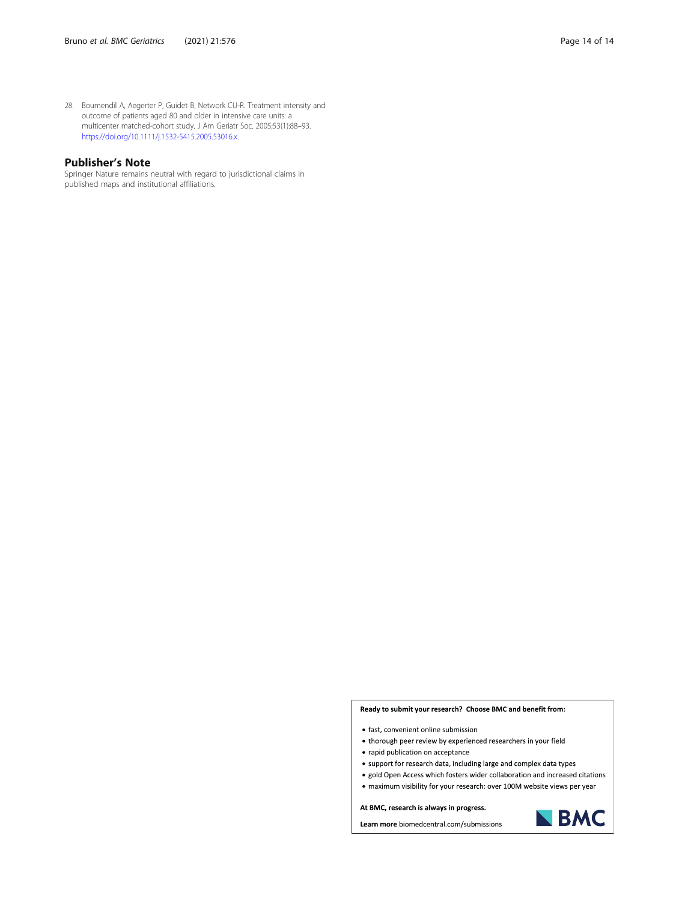28. Boumendil A, Aegerter P, Guidet B, Network CU-R. Treatment intensity and outcome of patients aged 80 and older in intensive care units: a multicenter matched-cohort study. J Am Geriatr Soc. 2005;53(1):88–93. https://doi.org/10.1111/j.1532-5415.2005.53016.x.

## Publisher's Note

Springer Nature remains neutral with regard to jurisdictional claims in published maps and institutional affiliations.

**Ready to submit your research? Choose BMC and benefit from:**

- fast, convenient online submission
- thorough peer review by experienced researchers in your field
- rapid publication on acceptance
- support for research data, including large and complex data types
- gold Open Access which fosters wider collaboration and increased citations
- maximum visibility for your research: over 100M website views per year

**At BMC, research is always in progress.**

**Learn more** biomedcentral.com/submissions

BMC